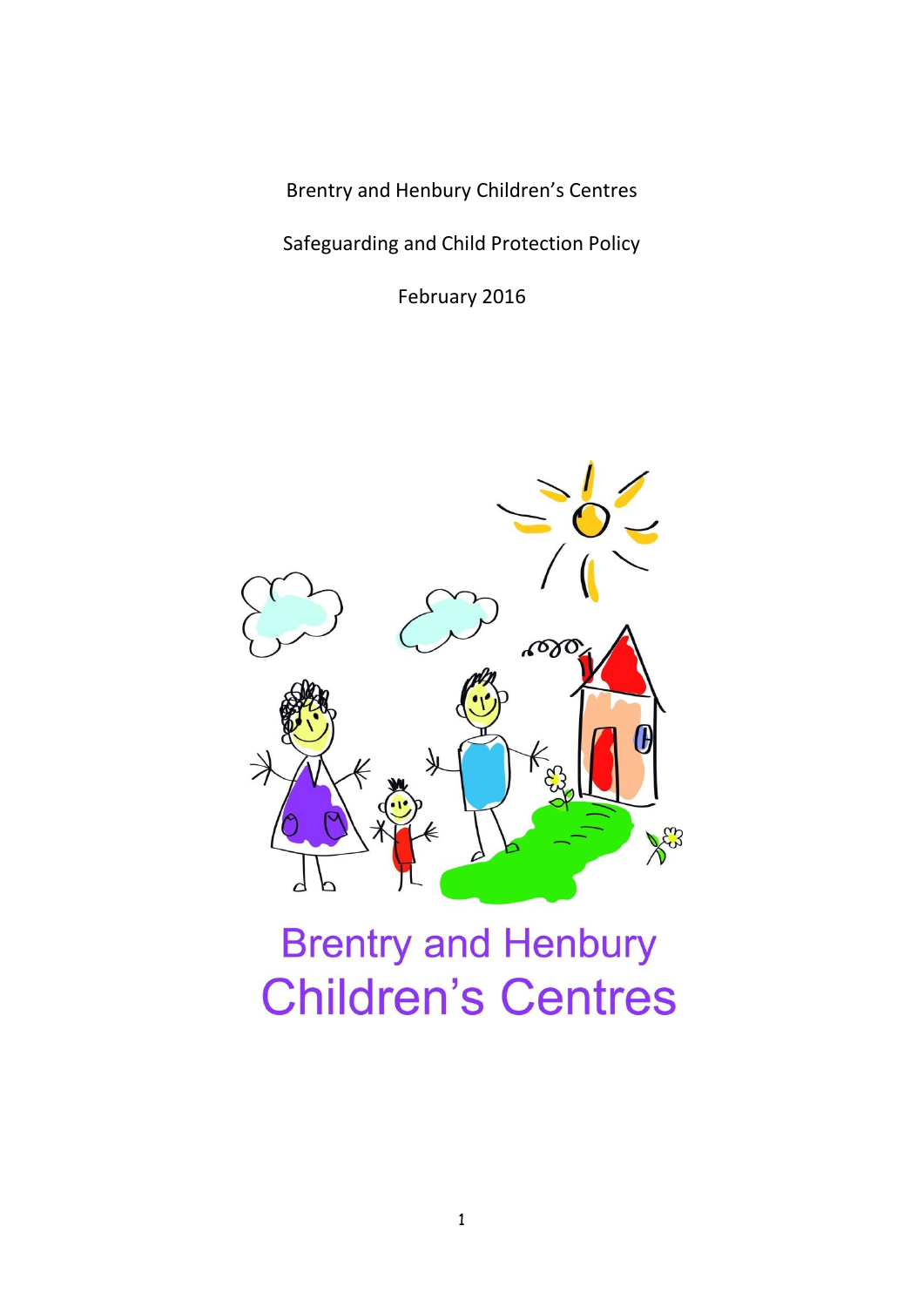Brentry and Henbury Children's Centres

Safeguarding and Child Protection Policy

February 2016

Brentry and Henbury
Children's Centres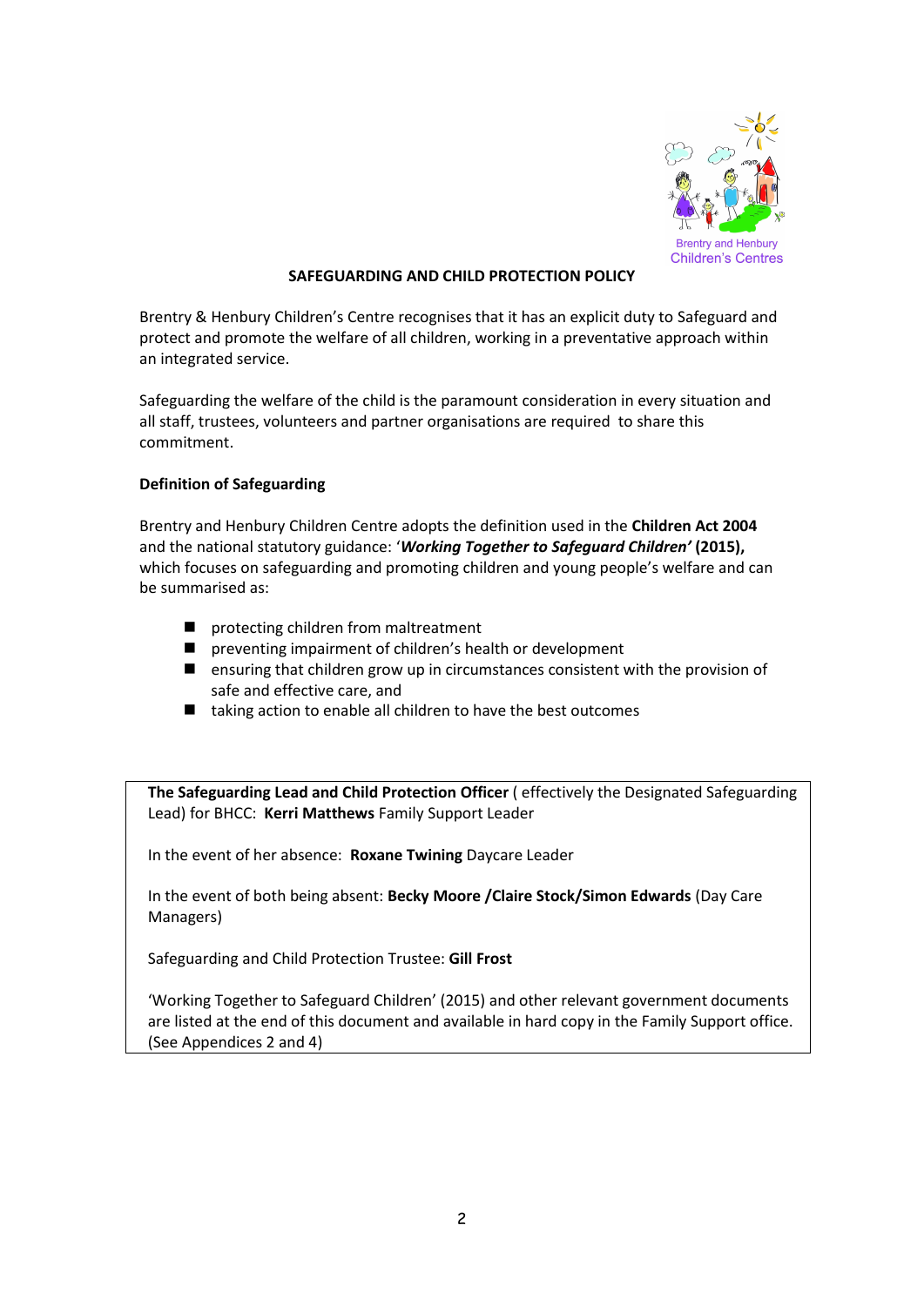Brentry and Henbury Children's Centres

## SAFEGUARDING AND CHILD PROTECTION POLICY

Brentry & Henbury Children's Centre recognises that it has an explicit duty to Safeguard and protect and promote the welfare of all children, working in a preventative approach within an integrated service.

Safeguarding the welfare of the child is the paramount consideration in every situation and all staff, trustees, volunteers and partner organisations are required to share this commitment.

### Definition of Safeguarding

Brentry and Henbury Children Centre adopts the definition used in the **Children Act 2004** and the national statutory guidance: '***Working Together to Safeguard Children'*** **(2015),** which focuses on safeguarding and promoting children and young people's welfare and can be summarised as:

- protecting children from maltreatment
- preventing impairment of children's health or development
- ensuring that children grow up in circumstances consistent with the provision of safe and effective care, and
- taking action to enable all children to have the best outcomes

**The Safeguarding Lead and Child Protection Officer** ( effectively the Designated Safeguarding Lead) for BHCC: **Kerri Matthews** Family Support Leader

In the event of her absence: **Roxane Twining** Daycare Leader

In the event of both being absent: **Becky Moore /Claire Stock/Simon Edwards** (Day Care Managers)

Safeguarding and Child Protection Trustee: **Gill Frost**

'Working Together to Safeguard Children' (2015) and other relevant government documents are listed at the end of this document and available in hard copy in the Family Support office. (See Appendices 2 and 4)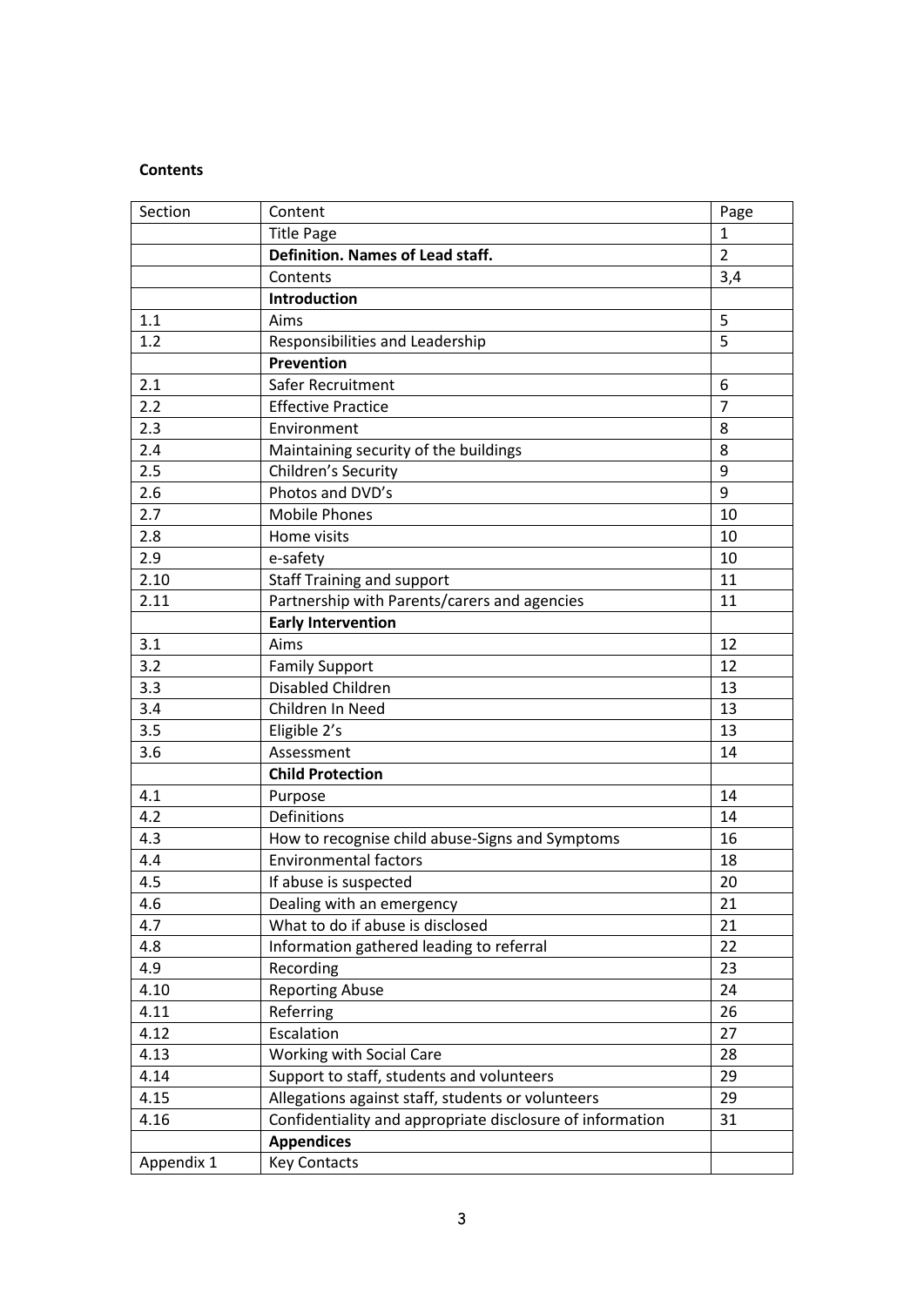**Contents**

| Section | Content | Page |
|---|---|---|
| | Title Page | 1 |
| | **Definition. Names of Lead staff.** | 2 |
| | Contents | 3,4 |
| | **Introduction** | |
| 1.1 | Aims | 5 |
| 1.2 | Responsibilities and Leadership | 5 |
| | **Prevention** | |
| 2.1 | Safer Recruitment | 6 |
| 2.2 | Effective Practice | 7 |
| 2.3 | Environment | 8 |
| 2.4 | Maintaining security of the buildings | 8 |
| 2.5 | Children's Security | 9 |
| 2.6 | Photos and DVD's | 9 |
| 2.7 | Mobile Phones | 10 |
| 2.8 | Home visits | 10 |
| 2.9 | e-safety | 10 |
| 2.10 | Staff Training and support | 11 |
| 2.11 | Partnership with Parents/carers and agencies | 11 |
| | **Early Intervention** | |
| 3.1 | Aims | 12 |
| 3.2 | Family Support | 12 |
| 3.3 | Disabled Children | 13 |
| 3.4 | Children In Need | 13 |
| 3.5 | Eligible 2's | 13 |
| 3.6 | Assessment | 14 |
| | **Child Protection** | |
| 4.1 | Purpose | 14 |
| 4.2 | Definitions | 14 |
| 4.3 | How to recognise child abuse-Signs and Symptoms | 16 |
| 4.4 | Environmental factors | 18 |
| 4.5 | If abuse is suspected | 20 |
| 4.6 | Dealing with an emergency | 21 |
| 4.7 | What to do if abuse is disclosed | 21 |
| 4.8 | Information gathered leading to referral | 22 |
| 4.9 | Recording | 23 |
| 4.10 | Reporting Abuse | 24 |
| 4.11 | Referring | 26 |
| 4.12 | Escalation | 27 |
| 4.13 | Working with Social Care | 28 |
| 4.14 | Support to staff, students and volunteers | 29 |
| 4.15 | Allegations against staff, students or volunteers | 29 |
| 4.16 | Confidentiality and appropriate disclosure of information | 31 |
| | **Appendices** | |
| Appendix 1 | Key Contacts | |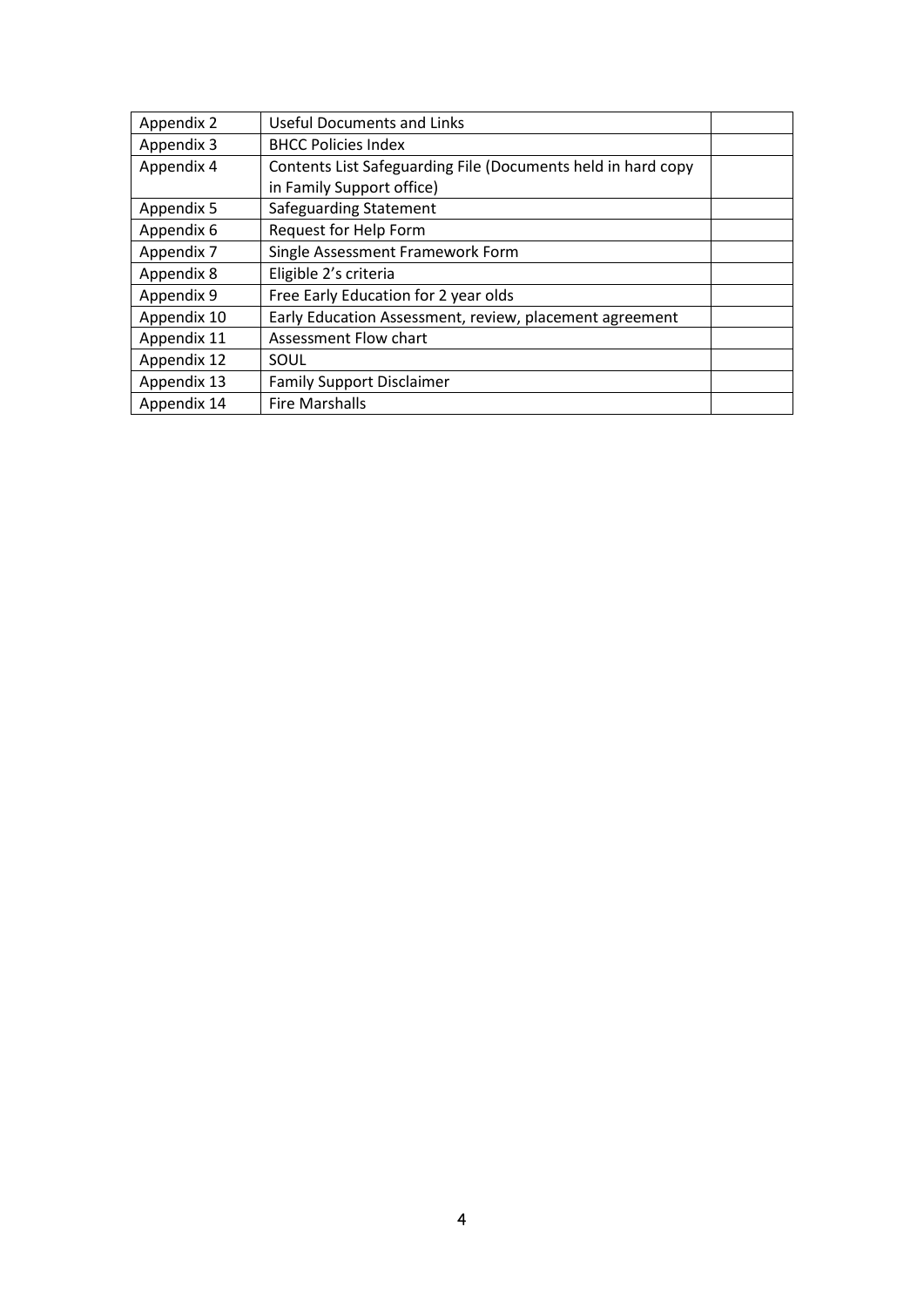| Appendix 2 | Useful Documents and Links | |
| --- | --- | --- |
| Appendix 3 | BHCC Policies Index | |
| Appendix 4 | Contents List Safeguarding File (Documents held in hard copy in Family Support office) | |
| Appendix 5 | Safeguarding Statement | |
| Appendix 6 | Request for Help Form | |
| Appendix 7 | Single Assessment Framework Form | |
| Appendix 8 | Eligible 2's criteria | |
| Appendix 9 | Free Early Education for 2 year olds | |
| Appendix 10 | Early Education Assessment, review, placement agreement | |
| Appendix 11 | Assessment Flow chart | |
| Appendix 12 | SOUL | |
| Appendix 13 | Family Support Disclaimer | |
| Appendix 14 | Fire Marshalls | |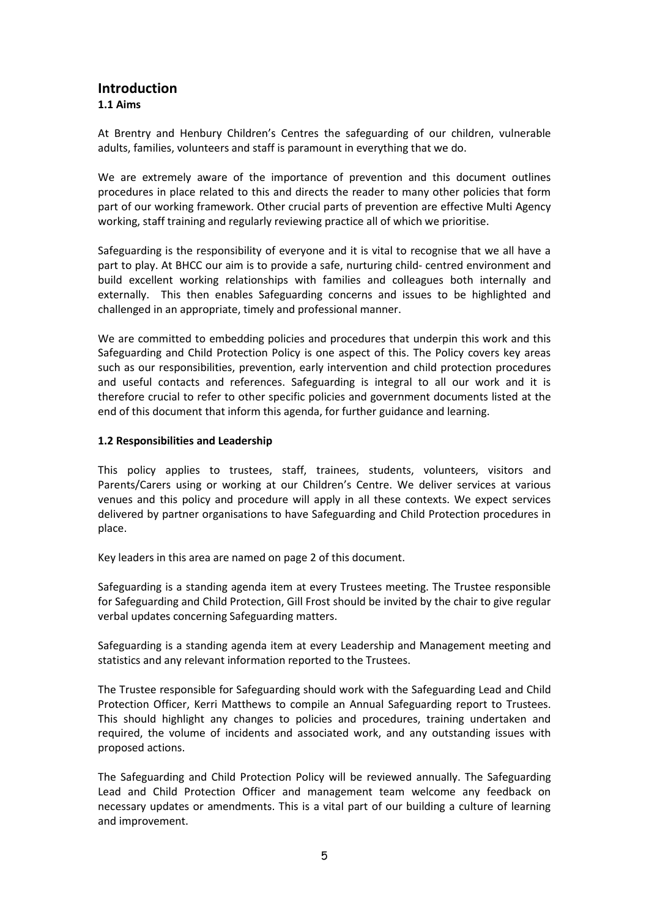## Introduction

### 1.1 Aims

At Brentry and Henbury Children's Centres the safeguarding of our children, vulnerable adults, families, volunteers and staff is paramount in everything that we do.

We are extremely aware of the importance of prevention and this document outlines procedures in place related to this and directs the reader to many other policies that form part of our working framework. Other crucial parts of prevention are effective Multi Agency working, staff training and regularly reviewing practice all of which we prioritise.

Safeguarding is the responsibility of everyone and it is vital to recognise that we all have a part to play. At BHCC our aim is to provide a safe, nurturing child- centred environment and build excellent working relationships with families and colleagues both internally and externally. This then enables Safeguarding concerns and issues to be highlighted and challenged in an appropriate, timely and professional manner.

We are committed to embedding policies and procedures that underpin this work and this Safeguarding and Child Protection Policy is one aspect of this. The Policy covers key areas such as our responsibilities, prevention, early intervention and child protection procedures and useful contacts and references. Safeguarding is integral to all our work and it is therefore crucial to refer to other specific policies and government documents listed at the end of this document that inform this agenda, for further guidance and learning.

### 1.2 Responsibilities and Leadership

This policy applies to trustees, staff, trainees, students, volunteers, visitors and Parents/Carers using or working at our Children's Centre. We deliver services at various venues and this policy and procedure will apply in all these contexts. We expect services delivered by partner organisations to have Safeguarding and Child Protection procedures in place.

Key leaders in this area are named on page 2 of this document.

Safeguarding is a standing agenda item at every Trustees meeting. The Trustee responsible for Safeguarding and Child Protection, Gill Frost should be invited by the chair to give regular verbal updates concerning Safeguarding matters.

Safeguarding is a standing agenda item at every Leadership and Management meeting and statistics and any relevant information reported to the Trustees.

The Trustee responsible for Safeguarding should work with the Safeguarding Lead and Child Protection Officer, Kerri Matthews to compile an Annual Safeguarding report to Trustees. This should highlight any changes to policies and procedures, training undertaken and required, the volume of incidents and associated work, and any outstanding issues with proposed actions.

The Safeguarding and Child Protection Policy will be reviewed annually. The Safeguarding Lead and Child Protection Officer and management team welcome any feedback on necessary updates or amendments. This is a vital part of our building a culture of learning and improvement.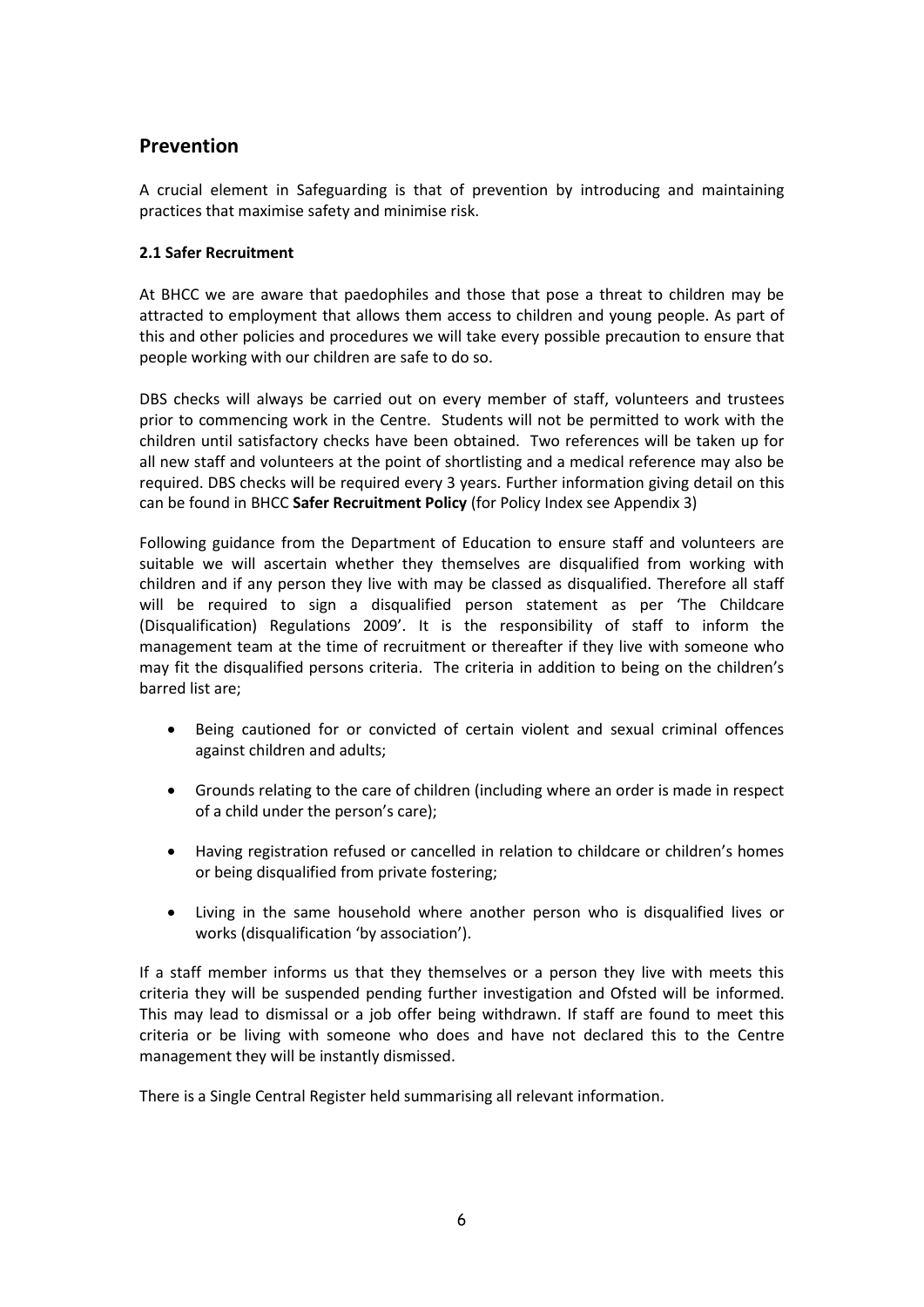## Prevention

A crucial element in Safeguarding is that of prevention by introducing and maintaining practices that maximise safety and minimise risk.

**2.1 Safer Recruitment**

At BHCC we are aware that paedophiles and those that pose a threat to children may be attracted to employment that allows them access to children and young people. As part of this and other policies and procedures we will take every possible precaution to ensure that people working with our children are safe to do so.

DBS checks will always be carried out on every member of staff, volunteers and trustees prior to commencing work in the Centre. Students will not be permitted to work with the children until satisfactory checks have been obtained. Two references will be taken up for all new staff and volunteers at the point of shortlisting and a medical reference may also be required. DBS checks will be required every 3 years. Further information giving detail on this can be found in BHCC **Safer Recruitment Policy** (for Policy Index see Appendix 3)

Following guidance from the Department of Education to ensure staff and volunteers are suitable we will ascertain whether they themselves are disqualified from working with children and if any person they live with may be classed as disqualified. Therefore all staff will be required to sign a disqualified person statement as per 'The Childcare (Disqualification) Regulations 2009'. It is the responsibility of staff to inform the management team at the time of recruitment or thereafter if they live with someone who may fit the disqualified persons criteria. The criteria in addition to being on the children's barred list are;

- Being cautioned for or convicted of certain violent and sexual criminal offences against children and adults;
- Grounds relating to the care of children (including where an order is made in respect of a child under the person's care);
- Having registration refused or cancelled in relation to childcare or children's homes or being disqualified from private fostering;
- Living in the same household where another person who is disqualified lives or works (disqualification 'by association').

If a staff member informs us that they themselves or a person they live with meets this criteria they will be suspended pending further investigation and Ofsted will be informed. This may lead to dismissal or a job offer being withdrawn. If staff are found to meet this criteria or be living with someone who does and have not declared this to the Centre management they will be instantly dismissed.

There is a Single Central Register held summarising all relevant information.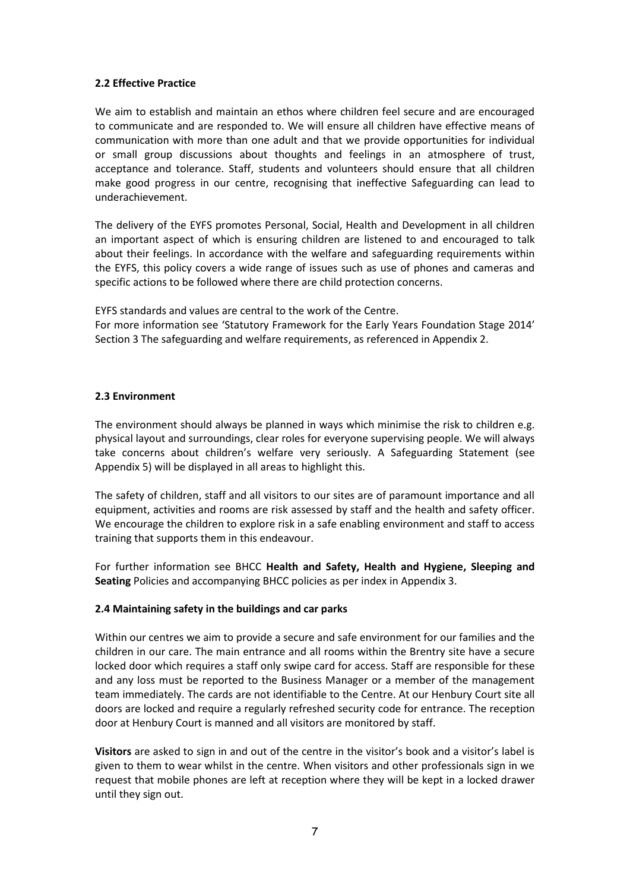**2.2 Effective Practice**

We aim to establish and maintain an ethos where children feel secure and are encouraged to communicate and are responded to. We will ensure all children have effective means of communication with more than one adult and that we provide opportunities for individual or small group discussions about thoughts and feelings in an atmosphere of trust, acceptance and tolerance. Staff, students and volunteers should ensure that all children make good progress in our centre, recognising that ineffective Safeguarding can lead to underachievement.

The delivery of the EYFS promotes Personal, Social, Health and Development in all children an important aspect of which is ensuring children are listened to and encouraged to talk about their feelings. In accordance with the welfare and safeguarding requirements within the EYFS, this policy covers a wide range of issues such as use of phones and cameras and specific actions to be followed where there are child protection concerns.

EYFS standards and values are central to the work of the Centre.
For more information see 'Statutory Framework for the Early Years Foundation Stage 2014' Section 3 The safeguarding and welfare requirements, as referenced in Appendix 2.

**2.3 Environment**

The environment should always be planned in ways which minimise the risk to children e.g. physical layout and surroundings, clear roles for everyone supervising people. We will always take concerns about children's welfare very seriously. A Safeguarding Statement (see Appendix 5) will be displayed in all areas to highlight this.

The safety of children, staff and all visitors to our sites are of paramount importance and all equipment, activities and rooms are risk assessed by staff and the health and safety officer. We encourage the children to explore risk in a safe enabling environment and staff to access training that supports them in this endeavour.

For further information see BHCC **Health and Safety, Health and Hygiene, Sleeping and Seating** Policies and accompanying BHCC policies as per index in Appendix 3.

**2.4 Maintaining safety in the buildings and car parks**

Within our centres we aim to provide a secure and safe environment for our families and the children in our care. The main entrance and all rooms within the Brentry site have a secure locked door which requires a staff only swipe card for access. Staff are responsible for these and any loss must be reported to the Business Manager or a member of the management team immediately. The cards are not identifiable to the Centre. At our Henbury Court site all doors are locked and require a regularly refreshed security code for entrance. The reception door at Henbury Court is manned and all visitors are monitored by staff.

**Visitors** are asked to sign in and out of the centre in the visitor's book and a visitor's label is given to them to wear whilst in the centre. When visitors and other professionals sign in we request that mobile phones are left at reception where they will be kept in a locked drawer until they sign out.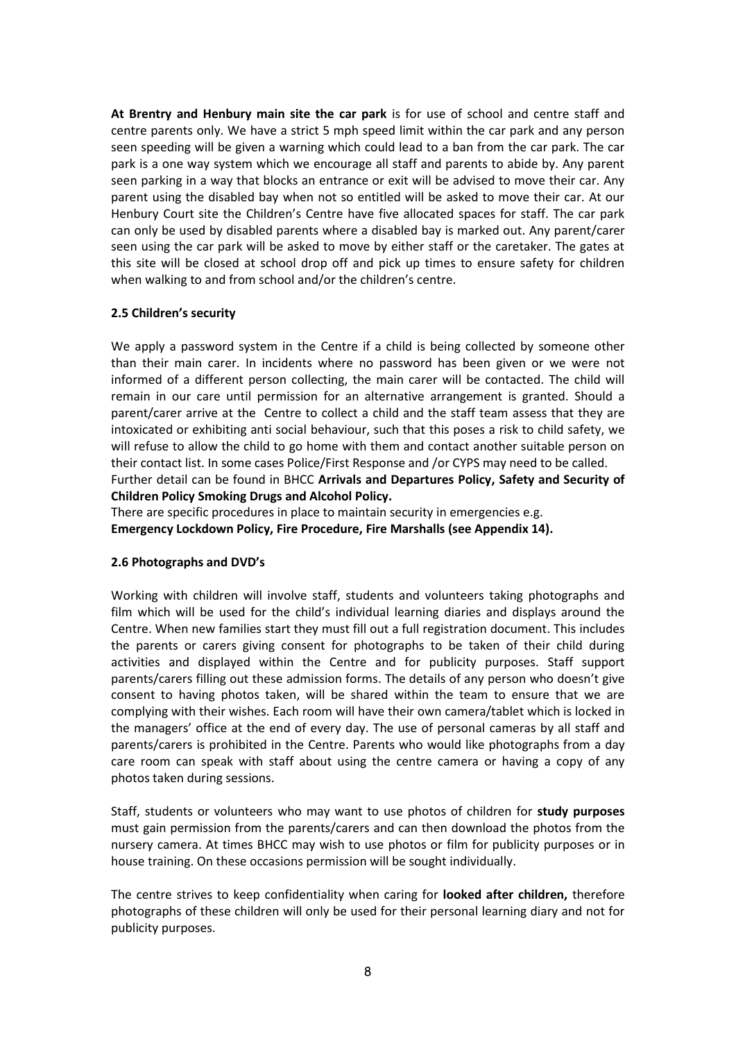**At Brentry and Henbury main site the car park** is for use of school and centre staff and centre parents only. We have a strict 5 mph speed limit within the car park and any person seen speeding will be given a warning which could lead to a ban from the car park. The car park is a one way system which we encourage all staff and parents to abide by. Any parent seen parking in a way that blocks an entrance or exit will be advised to move their car. Any parent using the disabled bay when not so entitled will be asked to move their car. At our Henbury Court site the Children's Centre have five allocated spaces for staff. The car park can only be used by disabled parents where a disabled bay is marked out. Any parent/carer seen using the car park will be asked to move by either staff or the caretaker. The gates at this site will be closed at school drop off and pick up times to ensure safety for children when walking to and from school and/or the children's centre.

### 2.5 Children's security

We apply a password system in the Centre if a child is being collected by someone other than their main carer. In incidents where no password has been given or we were not informed of a different person collecting, the main carer will be contacted. The child will remain in our care until permission for an alternative arrangement is granted. Should a parent/carer arrive at the Centre to collect a child and the staff team assess that they are intoxicated or exhibiting anti social behaviour, such that this poses a risk to child safety, we will refuse to allow the child to go home with them and contact another suitable person on their contact list. In some cases Police/First Response and /or CYPS may need to be called.
Further detail can be found in BHCC **Arrivals and Departures Policy, Safety and Security of Children Policy Smoking Drugs and Alcohol Policy.**
There are specific procedures in place to maintain security in emergencies e.g.
**Emergency Lockdown Policy, Fire Procedure, Fire Marshalls (see Appendix 14).**

### 2.6 Photographs and DVD's

Working with children will involve staff, students and volunteers taking photographs and film which will be used for the child's individual learning diaries and displays around the Centre. When new families start they must fill out a full registration document. This includes the parents or carers giving consent for photographs to be taken of their child during activities and displayed within the Centre and for publicity purposes. Staff support parents/carers filling out these admission forms. The details of any person who doesn't give consent to having photos taken, will be shared within the team to ensure that we are complying with their wishes. Each room will have their own camera/tablet which is locked in the managers' office at the end of every day. The use of personal cameras by all staff and parents/carers is prohibited in the Centre. Parents who would like photographs from a day care room can speak with staff about using the centre camera or having a copy of any photos taken during sessions.

Staff, students or volunteers who may want to use photos of children for **study purposes** must gain permission from the parents/carers and can then download the photos from the nursery camera. At times BHCC may wish to use photos or film for publicity purposes or in house training. On these occasions permission will be sought individually.

The centre strives to keep confidentiality when caring for **looked after children,** therefore photographs of these children will only be used for their personal learning diary and not for publicity purposes.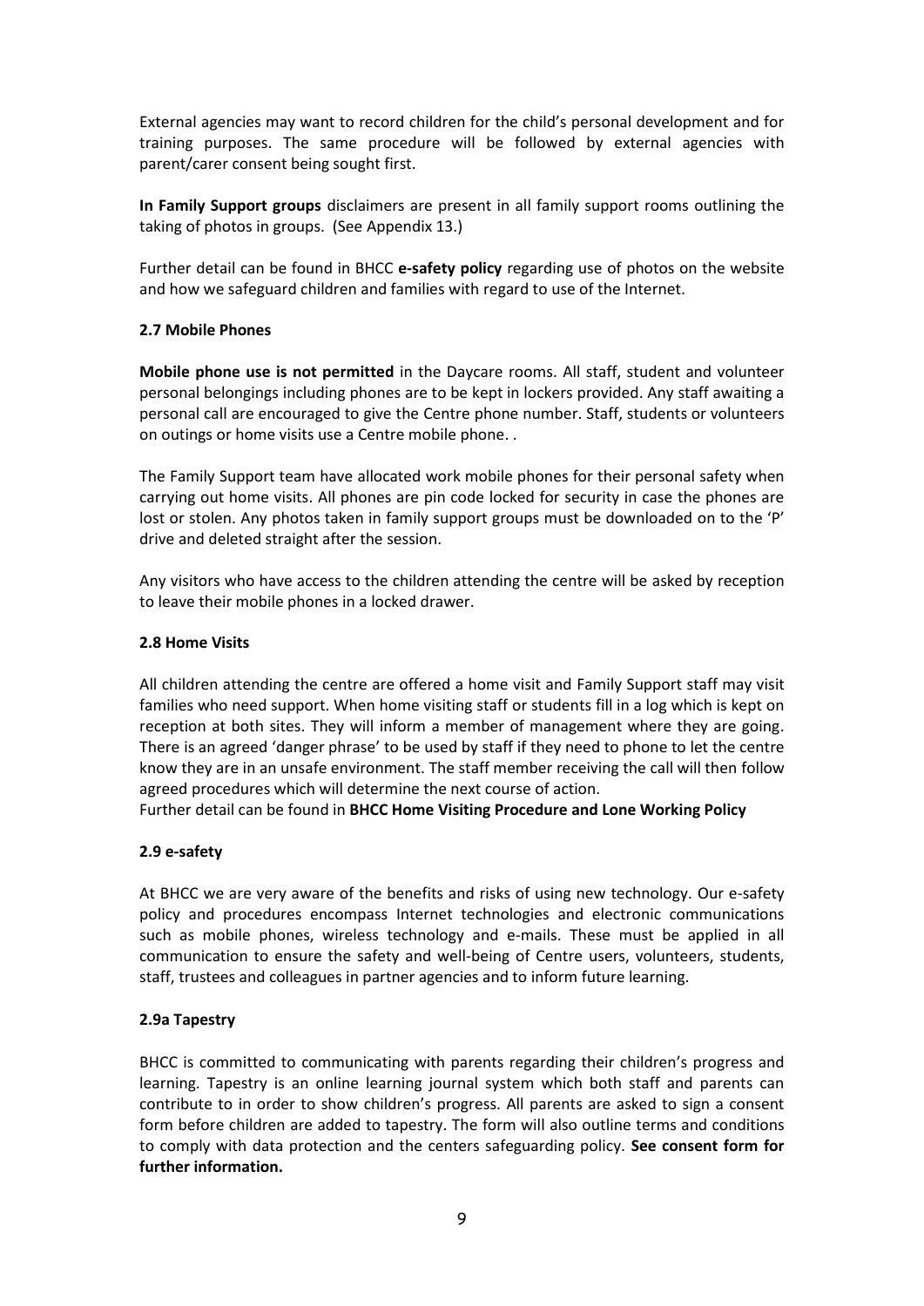External agencies may want to record children for the child's personal development and for training purposes. The same procedure will be followed by external agencies with parent/carer consent being sought first.

**In Family Support groups** disclaimers are present in all family support rooms outlining the taking of photos in groups. (See Appendix 13.)

Further detail can be found in BHCC **e-safety policy** regarding use of photos on the website and how we safeguard children and families with regard to use of the Internet.

### 2.7 Mobile Phones

**Mobile phone use is not permitted** in the Daycare rooms. All staff, student and volunteer personal belongings including phones are to be kept in lockers provided. Any staff awaiting a personal call are encouraged to give the Centre phone number. Staff, students or volunteers on outings or home visits use a Centre mobile phone. .

The Family Support team have allocated work mobile phones for their personal safety when carrying out home visits. All phones are pin code locked for security in case the phones are lost or stolen. Any photos taken in family support groups must be downloaded on to the 'P' drive and deleted straight after the session.

Any visitors who have access to the children attending the centre will be asked by reception to leave their mobile phones in a locked drawer.

### 2.8 Home Visits

All children attending the centre are offered a home visit and Family Support staff may visit families who need support. When home visiting staff or students fill in a log which is kept on reception at both sites. They will inform a member of management where they are going. There is an agreed 'danger phrase' to be used by staff if they need to phone to let the centre know they are in an unsafe environment. The staff member receiving the call will then follow agreed procedures which will determine the next course of action.

Further detail can be found in **BHCC Home Visiting Procedure and Lone Working Policy**

### 2.9 e-safety

At BHCC we are very aware of the benefits and risks of using new technology. Our e-safety policy and procedures encompass Internet technologies and electronic communications such as mobile phones, wireless technology and e-mails. These must be applied in all communication to ensure the safety and well-being of Centre users, volunteers, students, staff, trustees and colleagues in partner agencies and to inform future learning.

### 2.9a Tapestry

BHCC is committed to communicating with parents regarding their children's progress and learning. Tapestry is an online learning journal system which both staff and parents can contribute to in order to show children's progress. All parents are asked to sign a consent form before children are added to tapestry. The form will also outline terms and conditions to comply with data protection and the centers safeguarding policy. **See consent form for further information.**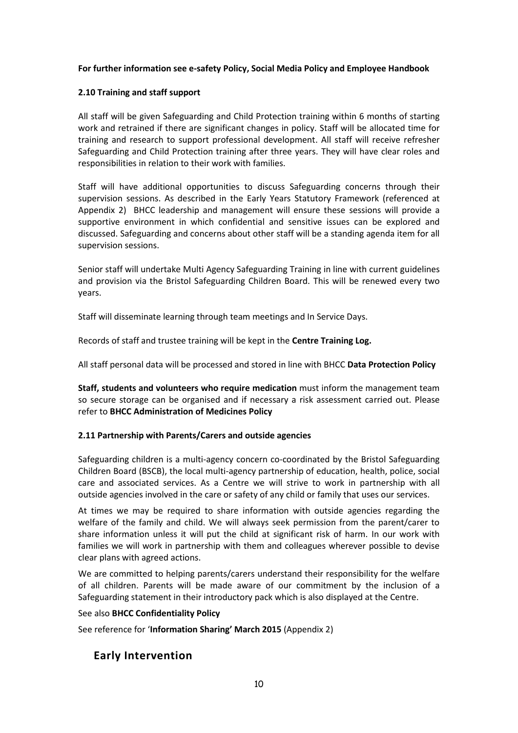**For further information see e-safety Policy, Social Media Policy and Employee Handbook**

### 2.10 Training and staff support

All staff will be given Safeguarding and Child Protection training within 6 months of starting work and retrained if there are significant changes in policy. Staff will be allocated time for training and research to support professional development. All staff will receive refresher Safeguarding and Child Protection training after three years. They will have clear roles and responsibilities in relation to their work with families.

Staff will have additional opportunities to discuss Safeguarding concerns through their supervision sessions. As described in the Early Years Statutory Framework (referenced at Appendix 2) BHCC leadership and management will ensure these sessions will provide a supportive environment in which confidential and sensitive issues can be explored and discussed. Safeguarding and concerns about other staff will be a standing agenda item for all supervision sessions.

Senior staff will undertake Multi Agency Safeguarding Training in line with current guidelines and provision via the Bristol Safeguarding Children Board. This will be renewed every two years.

Staff will disseminate learning through team meetings and In Service Days.

Records of staff and trustee training will be kept in the **Centre Training Log.**

All staff personal data will be processed and stored in line with BHCC **Data Protection Policy**

**Staff, students and volunteers who require medication** must inform the management team so secure storage can be organised and if necessary a risk assessment carried out. Please refer to **BHCC Administration of Medicines Policy**

### 2.11 Partnership with Parents/Carers and outside agencies

Safeguarding children is a multi-agency concern co-coordinated by the Bristol Safeguarding Children Board (BSCB), the local multi-agency partnership of education, health, police, social care and associated services. As a Centre we will strive to work in partnership with all outside agencies involved in the care or safety of any child or family that uses our services.

At times we may be required to share information with outside agencies regarding the welfare of the family and child. We will always seek permission from the parent/carer to share information unless it will put the child at significant risk of harm. In our work with families we will work in partnership with them and colleagues wherever possible to devise clear plans with agreed actions.

We are committed to helping parents/carers understand their responsibility for the welfare of all children. Parents will be made aware of our commitment by the inclusion of a Safeguarding statement in their introductory pack which is also displayed at the Centre.

See also **BHCC Confidentiality Policy**

See reference for '**Information Sharing' March 2015** (Appendix 2)

## Early Intervention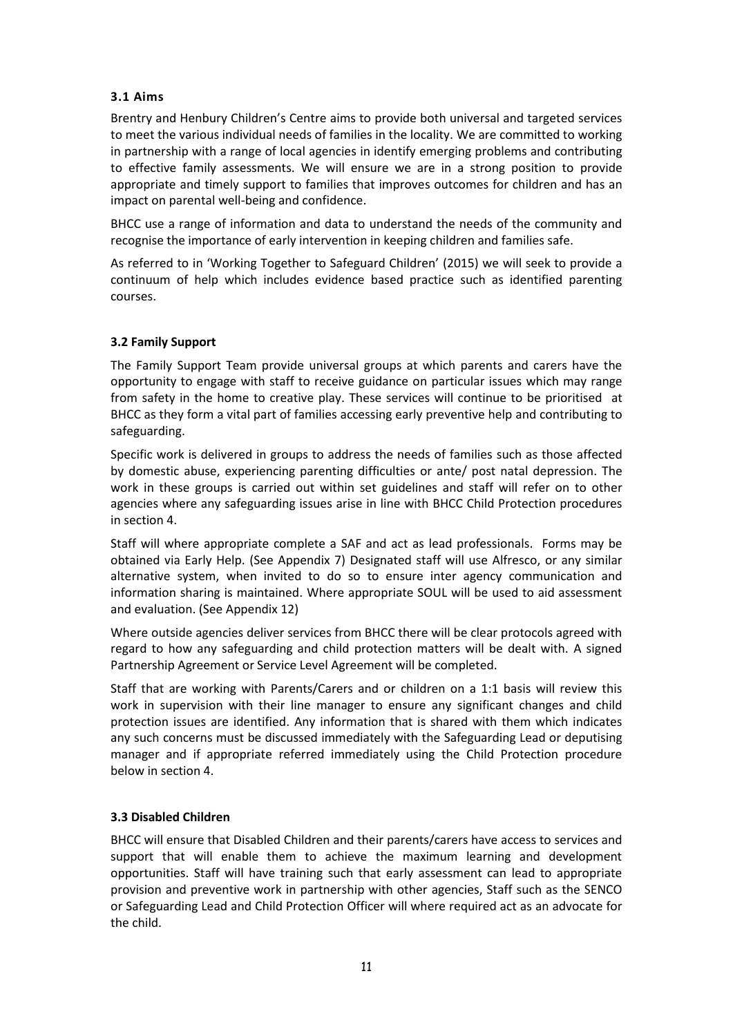### 3.1 Aims

Brentry and Henbury Children's Centre aims to provide both universal and targeted services to meet the various individual needs of families in the locality. We are committed to working in partnership with a range of local agencies in identify emerging problems and contributing to effective family assessments. We will ensure we are in a strong position to provide appropriate and timely support to families that improves outcomes for children and has an impact on parental well-being and confidence.

BHCC use a range of information and data to understand the needs of the community and recognise the importance of early intervention in keeping children and families safe.

As referred to in 'Working Together to Safeguard Children' (2015) we will seek to provide a continuum of help which includes evidence based practice such as identified parenting courses.

### 3.2 Family Support

The Family Support Team provide universal groups at which parents and carers have the opportunity to engage with staff to receive guidance on particular issues which may range from safety in the home to creative play. These services will continue to be prioritised at BHCC as they form a vital part of families accessing early preventive help and contributing to safeguarding.

Specific work is delivered in groups to address the needs of families such as those affected by domestic abuse, experiencing parenting difficulties or ante/ post natal depression. The work in these groups is carried out within set guidelines and staff will refer on to other agencies where any safeguarding issues arise in line with BHCC Child Protection procedures in section 4.

Staff will where appropriate complete a SAF and act as lead professionals. Forms may be obtained via Early Help. (See Appendix 7) Designated staff will use Alfresco, or any similar alternative system, when invited to do so to ensure inter agency communication and information sharing is maintained. Where appropriate SOUL will be used to aid assessment and evaluation. (See Appendix 12)

Where outside agencies deliver services from BHCC there will be clear protocols agreed with regard to how any safeguarding and child protection matters will be dealt with. A signed Partnership Agreement or Service Level Agreement will be completed.

Staff that are working with Parents/Carers and or children on a 1:1 basis will review this work in supervision with their line manager to ensure any significant changes and child protection issues are identified. Any information that is shared with them which indicates any such concerns must be discussed immediately with the Safeguarding Lead or deputising manager and if appropriate referred immediately using the Child Protection procedure below in section 4.

### 3.3 Disabled Children

BHCC will ensure that Disabled Children and their parents/carers have access to services and support that will enable them to achieve the maximum learning and development opportunities. Staff will have training such that early assessment can lead to appropriate provision and preventive work in partnership with other agencies, Staff such as the SENCO or Safeguarding Lead and Child Protection Officer will where required act as an advocate for the child.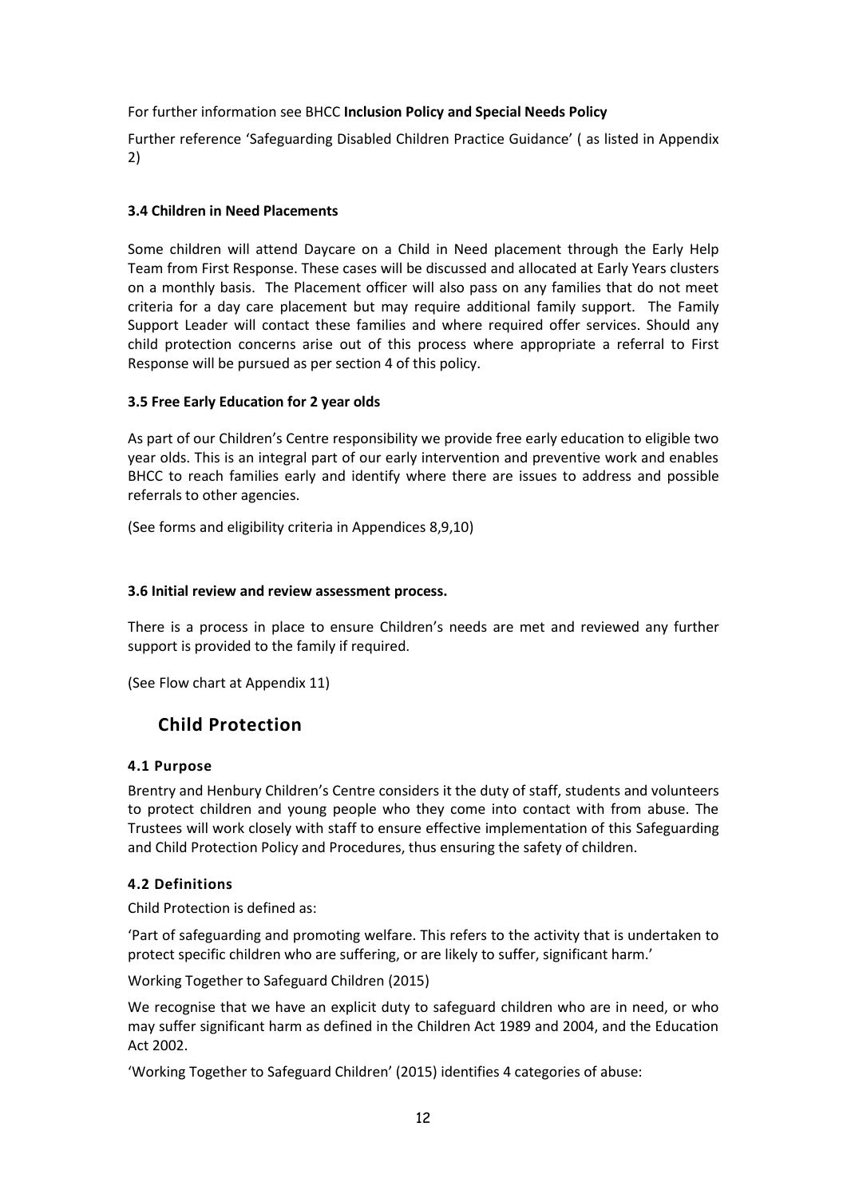For further information see BHCC **Inclusion Policy and Special Needs Policy**

Further reference 'Safeguarding Disabled Children Practice Guidance' ( as listed in Appendix 2)

### 3.4 Children in Need Placements

Some children will attend Daycare on a Child in Need placement through the Early Help Team from First Response. These cases will be discussed and allocated at Early Years clusters on a monthly basis. The Placement officer will also pass on any families that do not meet criteria for a day care placement but may require additional family support. The Family Support Leader will contact these families and where required offer services. Should any child protection concerns arise out of this process where appropriate a referral to First Response will be pursued as per section 4 of this policy.

### 3.5 Free Early Education for 2 year olds

As part of our Children's Centre responsibility we provide free early education to eligible two year olds. This is an integral part of our early intervention and preventive work and enables BHCC to reach families early and identify where there are issues to address and possible referrals to other agencies.

(See forms and eligibility criteria in Appendices 8,9,10)

### 3.6 Initial review and review assessment process.

There is a process in place to ensure Children's needs are met and reviewed any further support is provided to the family if required.

(See Flow chart at Appendix 11)

## Child Protection

### 4.1 Purpose

Brentry and Henbury Children's Centre considers it the duty of staff, students and volunteers to protect children and young people who they come into contact with from abuse. The Trustees will work closely with staff to ensure effective implementation of this Safeguarding and Child Protection Policy and Procedures, thus ensuring the safety of children.

### 4.2 Definitions

Child Protection is defined as:

'Part of safeguarding and promoting welfare. This refers to the activity that is undertaken to protect specific children who are suffering, or are likely to suffer, significant harm.'

Working Together to Safeguard Children (2015)

We recognise that we have an explicit duty to safeguard children who are in need, or who may suffer significant harm as defined in the Children Act 1989 and 2004, and the Education Act 2002.

'Working Together to Safeguard Children' (2015) identifies 4 categories of abuse: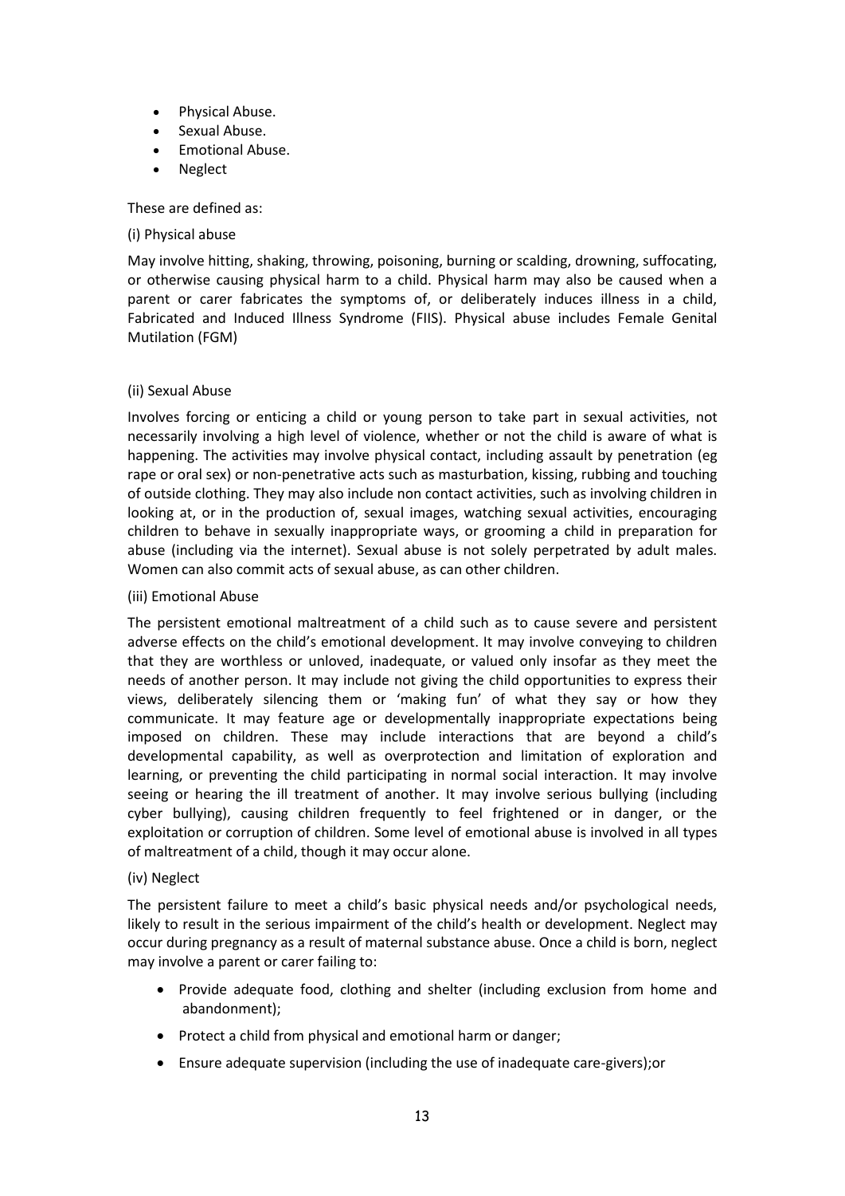- Physical Abuse.
- Sexual Abuse.
- Emotional Abuse.
- Neglect

These are defined as:

(i) Physical abuse

May involve hitting, shaking, throwing, poisoning, burning or scalding, drowning, suffocating, or otherwise causing physical harm to a child. Physical harm may also be caused when a parent or carer fabricates the symptoms of, or deliberately induces illness in a child, Fabricated and Induced Illness Syndrome (FIIS). Physical abuse includes Female Genital Mutilation (FGM)

(ii) Sexual Abuse

Involves forcing or enticing a child or young person to take part in sexual activities, not necessarily involving a high level of violence, whether or not the child is aware of what is happening. The activities may involve physical contact, including assault by penetration (eg rape or oral sex) or non-penetrative acts such as masturbation, kissing, rubbing and touching of outside clothing. They may also include non contact activities, such as involving children in looking at, or in the production of, sexual images, watching sexual activities, encouraging children to behave in sexually inappropriate ways, or grooming a child in preparation for abuse (including via the internet). Sexual abuse is not solely perpetrated by adult males. Women can also commit acts of sexual abuse, as can other children.

(iii) Emotional Abuse

The persistent emotional maltreatment of a child such as to cause severe and persistent adverse effects on the child's emotional development. It may involve conveying to children that they are worthless or unloved, inadequate, or valued only insofar as they meet the needs of another person. It may include not giving the child opportunities to express their views, deliberately silencing them or 'making fun' of what they say or how they communicate. It may feature age or developmentally inappropriate expectations being imposed on children. These may include interactions that are beyond a child's developmental capability, as well as overprotection and limitation of exploration and learning, or preventing the child participating in normal social interaction. It may involve seeing or hearing the ill treatment of another. It may involve serious bullying (including cyber bullying), causing children frequently to feel frightened or in danger, or the exploitation or corruption of children. Some level of emotional abuse is involved in all types of maltreatment of a child, though it may occur alone.

(iv) Neglect

The persistent failure to meet a child's basic physical needs and/or psychological needs, likely to result in the serious impairment of the child's health or development. Neglect may occur during pregnancy as a result of maternal substance abuse. Once a child is born, neglect may involve a parent or carer failing to:

- Provide adequate food, clothing and shelter (including exclusion from home and abandonment);
- Protect a child from physical and emotional harm or danger;
- Ensure adequate supervision (including the use of inadequate care-givers);or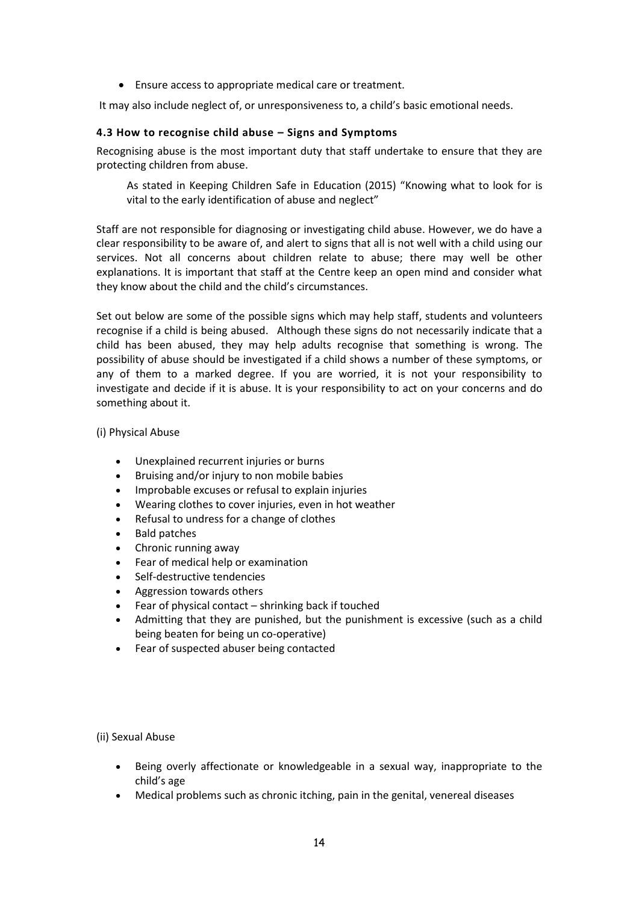- Ensure access to appropriate medical care or treatment.

It may also include neglect of, or unresponsiveness to, a child's basic emotional needs.

### 4.3 How to recognise child abuse – Signs and Symptoms

Recognising abuse is the most important duty that staff undertake to ensure that they are protecting children from abuse.

> As stated in Keeping Children Safe in Education (2015) "Knowing what to look for is vital to the early identification of abuse and neglect"

Staff are not responsible for diagnosing or investigating child abuse. However, we do have a clear responsibility to be aware of, and alert to signs that all is not well with a child using our services. Not all concerns about children relate to abuse; there may well be other explanations. It is important that staff at the Centre keep an open mind and consider what they know about the child and the child's circumstances.

Set out below are some of the possible signs which may help staff, students and volunteers recognise if a child is being abused. Although these signs do not necessarily indicate that a child has been abused, they may help adults recognise that something is wrong. The possibility of abuse should be investigated if a child shows a number of these symptoms, or any of them to a marked degree. If you are worried, it is not your responsibility to investigate and decide if it is abuse. It is your responsibility to act on your concerns and do something about it.

(i) Physical Abuse

- Unexplained recurrent injuries or burns
- Bruising and/or injury to non mobile babies
- Improbable excuses or refusal to explain injuries
- Wearing clothes to cover injuries, even in hot weather
- Refusal to undress for a change of clothes
- Bald patches
- Chronic running away
- Fear of medical help or examination
- Self-destructive tendencies
- Aggression towards others
- Fear of physical contact – shrinking back if touched
- Admitting that they are punished, but the punishment is excessive (such as a child being beaten for being un co-operative)
- Fear of suspected abuser being contacted

(ii) Sexual Abuse

- Being overly affectionate or knowledgeable in a sexual way, inappropriate to the child's age
- Medical problems such as chronic itching, pain in the genital, venereal diseases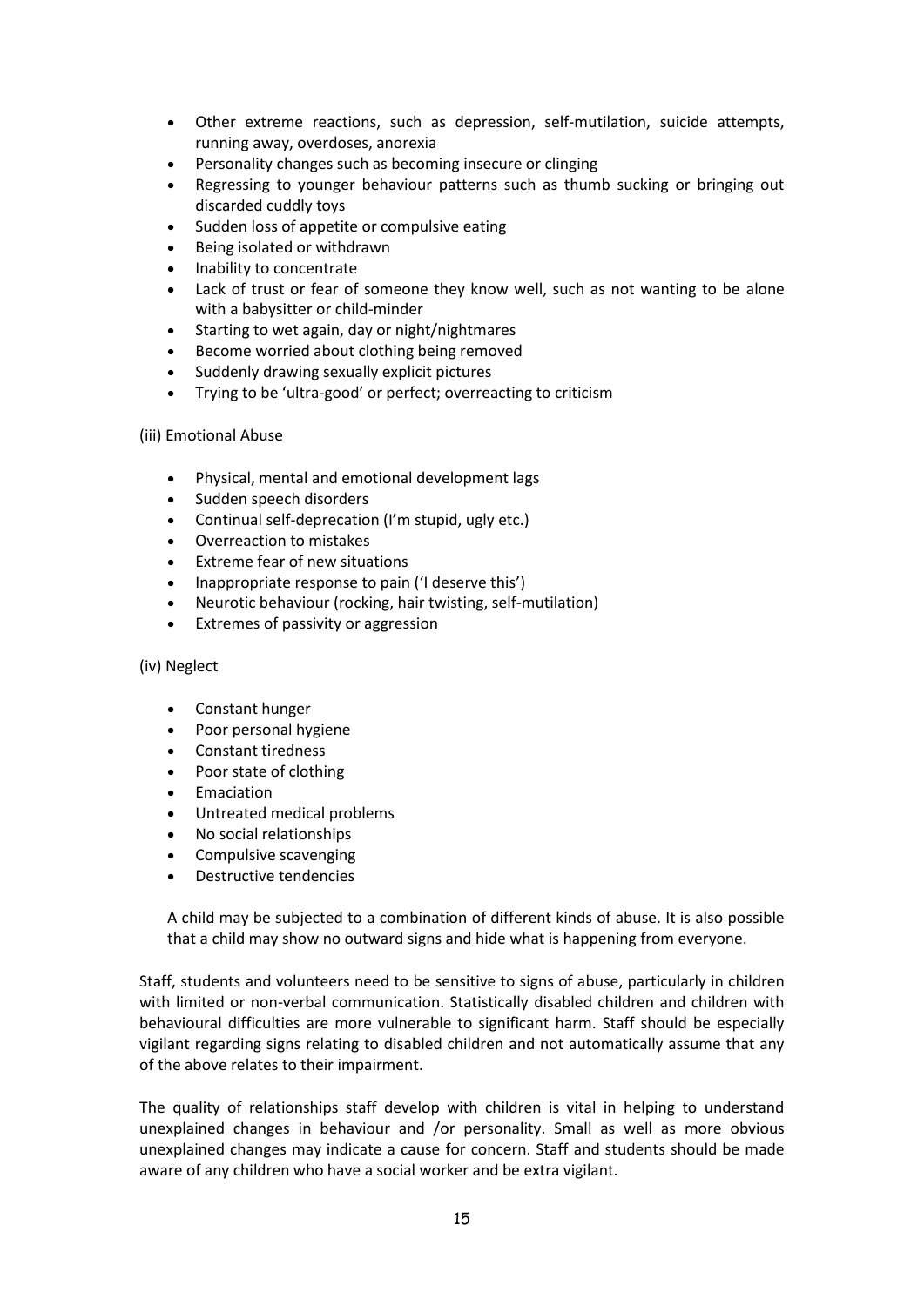- Other extreme reactions, such as depression, self-mutilation, suicide attempts, running away, overdoses, anorexia
- Personality changes such as becoming insecure or clinging
- Regressing to younger behaviour patterns such as thumb sucking or bringing out discarded cuddly toys
- Sudden loss of appetite or compulsive eating
- Being isolated or withdrawn
- Inability to concentrate
- Lack of trust or fear of someone they know well, such as not wanting to be alone with a babysitter or child-minder
- Starting to wet again, day or night/nightmares
- Become worried about clothing being removed
- Suddenly drawing sexually explicit pictures
- Trying to be 'ultra-good' or perfect; overreacting to criticism

(iii) Emotional Abuse

- Physical, mental and emotional development lags
- Sudden speech disorders
- Continual self-deprecation (I'm stupid, ugly etc.)
- Overreaction to mistakes
- Extreme fear of new situations
- Inappropriate response to pain ('I deserve this')
- Neurotic behaviour (rocking, hair twisting, self-mutilation)
- Extremes of passivity or aggression

(iv) Neglect

- Constant hunger
- Poor personal hygiene
- Constant tiredness
- Poor state of clothing
- Emaciation
- Untreated medical problems
- No social relationships
- Compulsive scavenging
- Destructive tendencies

A child may be subjected to a combination of different kinds of abuse. It is also possible that a child may show no outward signs and hide what is happening from everyone.

Staff, students and volunteers need to be sensitive to signs of abuse, particularly in children with limited or non-verbal communication. Statistically disabled children and children with behavioural difficulties are more vulnerable to significant harm. Staff should be especially vigilant regarding signs relating to disabled children and not automatically assume that any of the above relates to their impairment.

The quality of relationships staff develop with children is vital in helping to understand unexplained changes in behaviour and /or personality. Small as well as more obvious unexplained changes may indicate a cause for concern. Staff and students should be made aware of any children who have a social worker and be extra vigilant.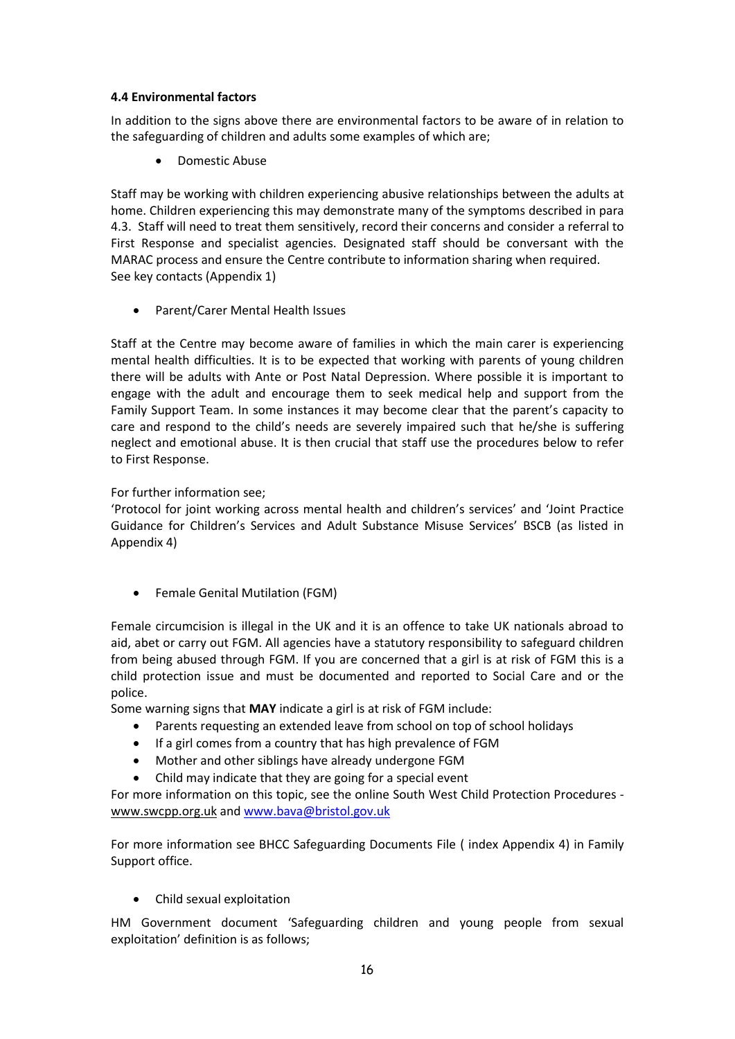**4.4 Environmental factors**

In addition to the signs above there are environmental factors to be aware of in relation to the safeguarding of children and adults some examples of which are;

- Domestic Abuse

Staff may be working with children experiencing abusive relationships between the adults at home. Children experiencing this may demonstrate many of the symptoms described in para 4.3. Staff will need to treat them sensitively, record their concerns and consider a referral to First Response and specialist agencies. Designated staff should be conversant with the MARAC process and ensure the Centre contribute to information sharing when required.
See key contacts (Appendix 1)

- Parent/Carer Mental Health Issues

Staff at the Centre may become aware of families in which the main carer is experiencing mental health difficulties. It is to be expected that working with parents of young children there will be adults with Ante or Post Natal Depression. Where possible it is important to engage with the adult and encourage them to seek medical help and support from the Family Support Team. In some instances it may become clear that the parent's capacity to care and respond to the child's needs are severely impaired such that he/she is suffering neglect and emotional abuse. It is then crucial that staff use the procedures below to refer to First Response.

For further information see;
'Protocol for joint working across mental health and children's services' and 'Joint Practice Guidance for Children's Services and Adult Substance Misuse Services' BSCB (as listed in Appendix 4)

- Female Genital Mutilation (FGM)

Female circumcision is illegal in the UK and it is an offence to take UK nationals abroad to aid, abet or carry out FGM. All agencies have a statutory responsibility to safeguard children from being abused through FGM. If you are concerned that a girl is at risk of FGM this is a child protection issue and must be documented and reported to Social Care and or the police.
Some warning signs that **MAY** indicate a girl is at risk of FGM include:

- Parents requesting an extended leave from school on top of school holidays
- If a girl comes from a country that has high prevalence of FGM
- Mother and other siblings have already undergone FGM
- Child may indicate that they are going for a special event

For more information on this topic, see the online South West Child Protection Procedures - www.swcpp.org.uk and www.bava@bristol.gov.uk

For more information see BHCC Safeguarding Documents File ( index Appendix 4) in Family Support office.

- Child sexual exploitation

HM Government document 'Safeguarding children and young people from sexual exploitation' definition is as follows;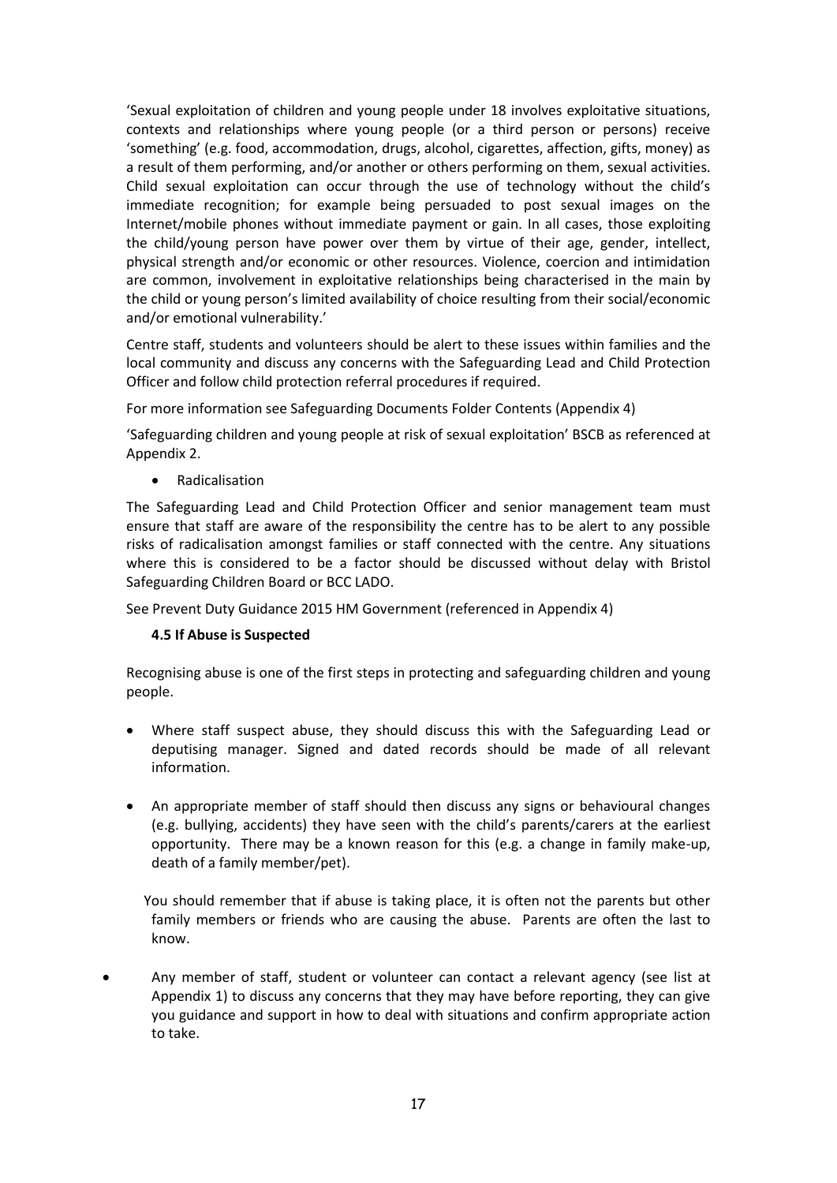'Sexual exploitation of children and young people under 18 involves exploitative situations, contexts and relationships where young people (or a third person or persons) receive 'something' (e.g. food, accommodation, drugs, alcohol, cigarettes, affection, gifts, money) as a result of them performing, and/or another or others performing on them, sexual activities. Child sexual exploitation can occur through the use of technology without the child's immediate recognition; for example being persuaded to post sexual images on the Internet/mobile phones without immediate payment or gain. In all cases, those exploiting the child/young person have power over them by virtue of their age, gender, intellect, physical strength and/or economic or other resources. Violence, coercion and intimidation are common, involvement in exploitative relationships being characterised in the main by the child or young person's limited availability of choice resulting from their social/economic and/or emotional vulnerability.'

Centre staff, students and volunteers should be alert to these issues within families and the local community and discuss any concerns with the Safeguarding Lead and Child Protection Officer and follow child protection referral procedures if required.

For more information see Safeguarding Documents Folder Contents (Appendix 4)

'Safeguarding children and young people at risk of sexual exploitation' BSCB as referenced at Appendix 2.

- Radicalisation

The Safeguarding Lead and Child Protection Officer and senior management team must ensure that staff are aware of the responsibility the centre has to be alert to any possible risks of radicalisation amongst families or staff connected with the centre. Any situations where this is considered to be a factor should be discussed without delay with Bristol Safeguarding Children Board or BCC LADO.

See Prevent Duty Guidance 2015 HM Government (referenced in Appendix 4)

#### 4.5 If Abuse is Suspected

Recognising abuse is one of the first steps in protecting and safeguarding children and young people.

- Where staff suspect abuse, they should discuss this with the Safeguarding Lead or deputising manager. Signed and dated records should be made of all relevant information.

- An appropriate member of staff should then discuss any signs or behavioural changes (e.g. bullying, accidents) they have seen with the child's parents/carers at the earliest opportunity. There may be a known reason for this (e.g. a change in family make-up, death of a family member/pet).

  You should remember that if abuse is taking place, it is often not the parents but other family members or friends who are causing the abuse. Parents are often the last to know.

- Any member of staff, student or volunteer can contact a relevant agency (see list at Appendix 1) to discuss any concerns that they may have before reporting, they can give you guidance and support in how to deal with situations and confirm appropriate action to take.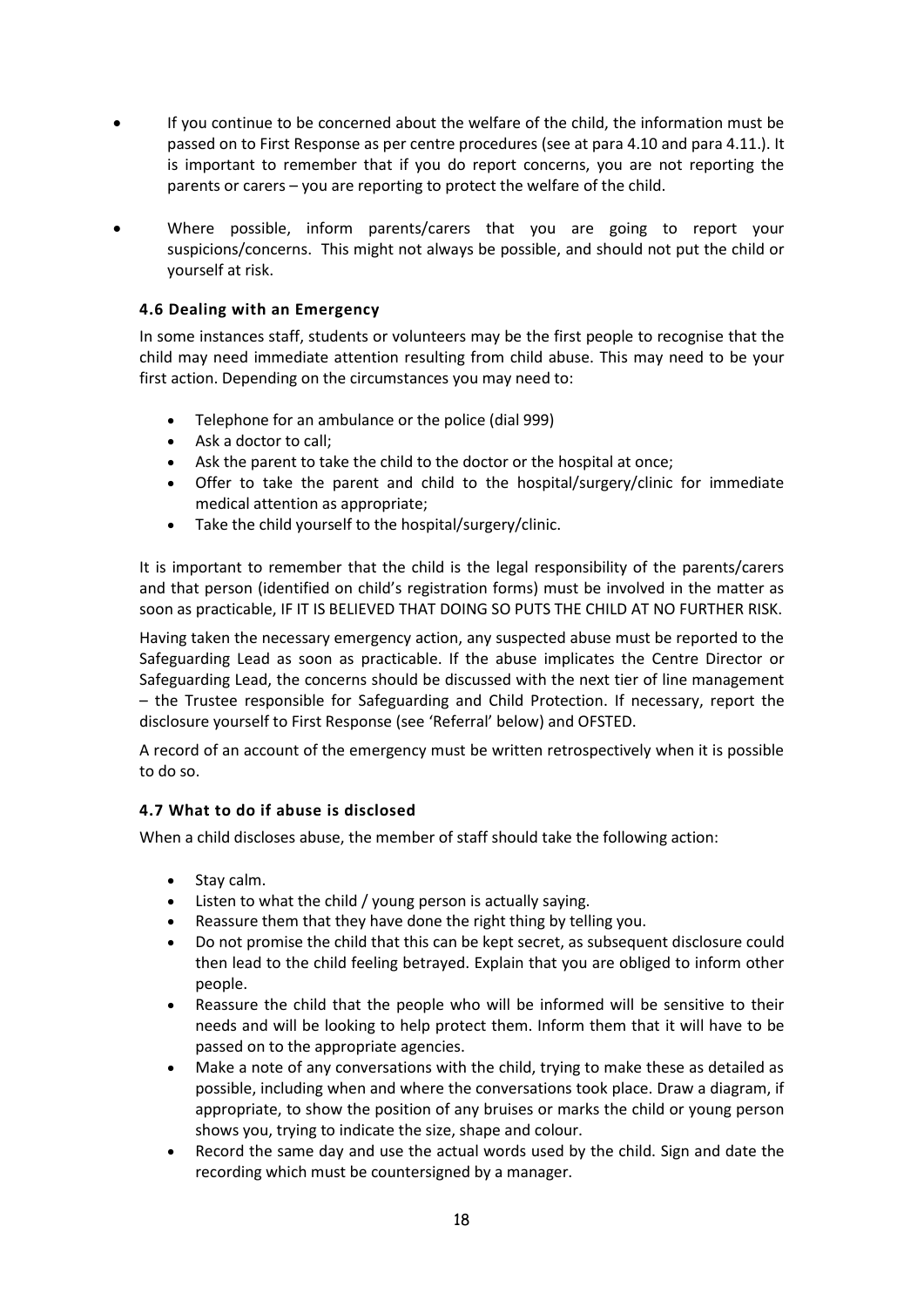- If you continue to be concerned about the welfare of the child, the information must be passed on to First Response as per centre procedures (see at para 4.10 and para 4.11.). It is important to remember that if you do report concerns, you are not reporting the parents or carers – you are reporting to protect the welfare of the child.
- Where possible, inform parents/carers that you are going to report your suspicions/concerns. This might not always be possible, and should not put the child or yourself at risk.

### 4.6 Dealing with an Emergency

In some instances staff, students or volunteers may be the first people to recognise that the child may need immediate attention resulting from child abuse. This may need to be your first action. Depending on the circumstances you may need to:

- Telephone for an ambulance or the police (dial 999)
- Ask a doctor to call;
- Ask the parent to take the child to the doctor or the hospital at once;
- Offer to take the parent and child to the hospital/surgery/clinic for immediate medical attention as appropriate;
- Take the child yourself to the hospital/surgery/clinic.

It is important to remember that the child is the legal responsibility of the parents/carers and that person (identified on child's registration forms) must be involved in the matter as soon as practicable, IF IT IS BELIEVED THAT DOING SO PUTS THE CHILD AT NO FURTHER RISK.

Having taken the necessary emergency action, any suspected abuse must be reported to the Safeguarding Lead as soon as practicable. If the abuse implicates the Centre Director or Safeguarding Lead, the concerns should be discussed with the next tier of line management – the Trustee responsible for Safeguarding and Child Protection. If necessary, report the disclosure yourself to First Response (see 'Referral' below) and OFSTED.

A record of an account of the emergency must be written retrospectively when it is possible to do so.

### 4.7 What to do if abuse is disclosed

When a child discloses abuse, the member of staff should take the following action:

- Stay calm.
- Listen to what the child / young person is actually saying.
- Reassure them that they have done the right thing by telling you.
- Do not promise the child that this can be kept secret, as subsequent disclosure could then lead to the child feeling betrayed. Explain that you are obliged to inform other people.
- Reassure the child that the people who will be informed will be sensitive to their needs and will be looking to help protect them. Inform them that it will have to be passed on to the appropriate agencies.
- Make a note of any conversations with the child, trying to make these as detailed as possible, including when and where the conversations took place. Draw a diagram, if appropriate, to show the position of any bruises or marks the child or young person shows you, trying to indicate the size, shape and colour.
- Record the same day and use the actual words used by the child. Sign and date the recording which must be countersigned by a manager.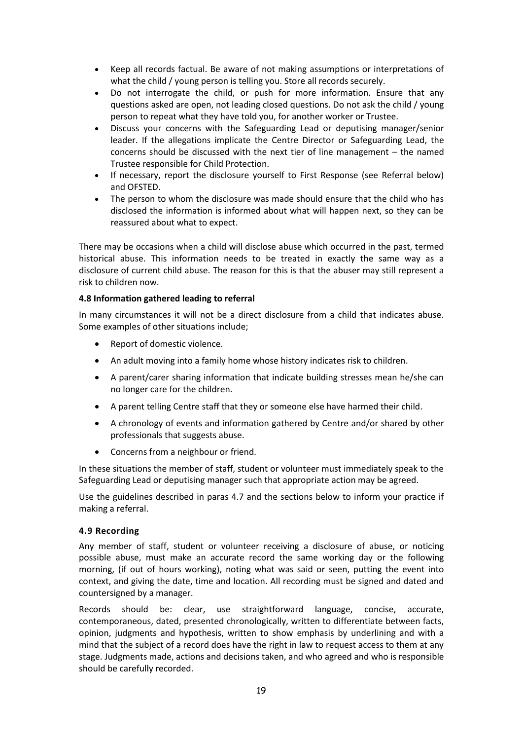- Keep all records factual. Be aware of not making assumptions or interpretations of what the child / young person is telling you. Store all records securely.
- Do not interrogate the child, or push for more information. Ensure that any questions asked are open, not leading closed questions. Do not ask the child / young person to repeat what they have told you, for another worker or Trustee.
- Discuss your concerns with the Safeguarding Lead or deputising manager/senior leader. If the allegations implicate the Centre Director or Safeguarding Lead, the concerns should be discussed with the next tier of line management – the named Trustee responsible for Child Protection.
- If necessary, report the disclosure yourself to First Response (see Referral below) and OFSTED.
- The person to whom the disclosure was made should ensure that the child who has disclosed the information is informed about what will happen next, so they can be reassured about what to expect.

There may be occasions when a child will disclose abuse which occurred in the past, termed historical abuse. This information needs to be treated in exactly the same way as a disclosure of current child abuse. The reason for this is that the abuser may still represent a risk to children now.

#### 4.8 Information gathered leading to referral

In many circumstances it will not be a direct disclosure from a child that indicates abuse. Some examples of other situations include;

- Report of domestic violence.
- An adult moving into a family home whose history indicates risk to children.
- A parent/carer sharing information that indicate building stresses mean he/she can no longer care for the children.
- A parent telling Centre staff that they or someone else have harmed their child.
- A chronology of events and information gathered by Centre and/or shared by other professionals that suggests abuse.
- Concerns from a neighbour or friend.

In these situations the member of staff, student or volunteer must immediately speak to the Safeguarding Lead or deputising manager such that appropriate action may be agreed.

Use the guidelines described in paras 4.7 and the sections below to inform your practice if making a referral.

#### 4.9 Recording

Any member of staff, student or volunteer receiving a disclosure of abuse, or noticing possible abuse, must make an accurate record the same working day or the following morning, (if out of hours working), noting what was said or seen, putting the event into context, and giving the date, time and location. All recording must be signed and dated and countersigned by a manager.

Records should be: clear, use straightforward language, concise, accurate, contemporaneous, dated, presented chronologically, written to differentiate between facts, opinion, judgments and hypothesis, written to show emphasis by underlining and with a mind that the subject of a record does have the right in law to request access to them at any stage. Judgments made, actions and decisions taken, and who agreed and who is responsible should be carefully recorded.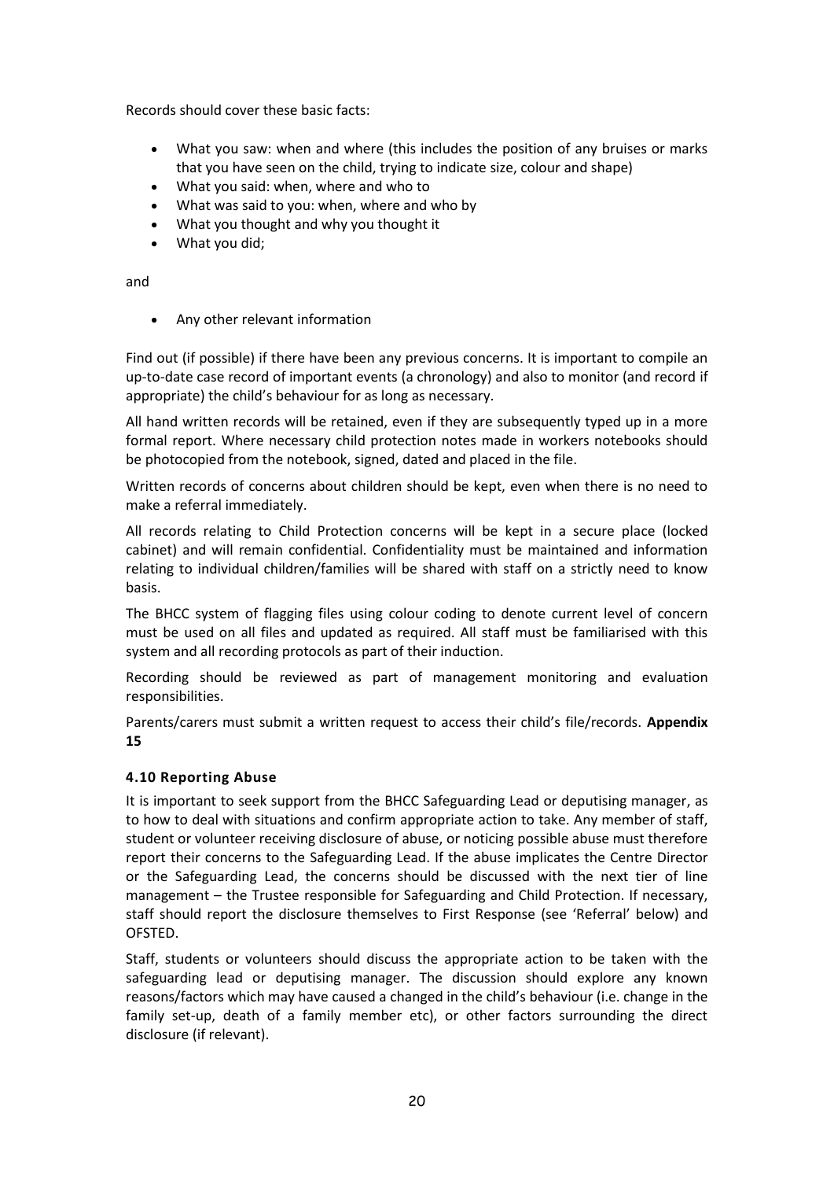Records should cover these basic facts:

- What you saw: when and where (this includes the position of any bruises or marks that you have seen on the child, trying to indicate size, colour and shape)
- What you said: when, where and who to
- What was said to you: when, where and who by
- What you thought and why you thought it
- What you did;

and

- Any other relevant information

Find out (if possible) if there have been any previous concerns. It is important to compile an up-to-date case record of important events (a chronology) and also to monitor (and record if appropriate) the child's behaviour for as long as necessary.

All hand written records will be retained, even if they are subsequently typed up in a more formal report. Where necessary child protection notes made in workers notebooks should be photocopied from the notebook, signed, dated and placed in the file.

Written records of concerns about children should be kept, even when there is no need to make a referral immediately.

All records relating to Child Protection concerns will be kept in a secure place (locked cabinet) and will remain confidential. Confidentiality must be maintained and information relating to individual children/families will be shared with staff on a strictly need to know basis.

The BHCC system of flagging files using colour coding to denote current level of concern must be used on all files and updated as required. All staff must be familiarised with this system and all recording protocols as part of their induction.

Recording should be reviewed as part of management monitoring and evaluation responsibilities.

Parents/carers must submit a written request to access their child's file/records. **Appendix 15**

#### 4.10 Reporting Abuse

It is important to seek support from the BHCC Safeguarding Lead or deputising manager, as to how to deal with situations and confirm appropriate action to take. Any member of staff, student or volunteer receiving disclosure of abuse, or noticing possible abuse must therefore report their concerns to the Safeguarding Lead. If the abuse implicates the Centre Director or the Safeguarding Lead, the concerns should be discussed with the next tier of line management – the Trustee responsible for Safeguarding and Child Protection. If necessary, staff should report the disclosure themselves to First Response (see 'Referral' below) and OFSTED.

Staff, students or volunteers should discuss the appropriate action to be taken with the safeguarding lead or deputising manager. The discussion should explore any known reasons/factors which may have caused a changed in the child's behaviour (i.e. change in the family set-up, death of a family member etc), or other factors surrounding the direct disclosure (if relevant).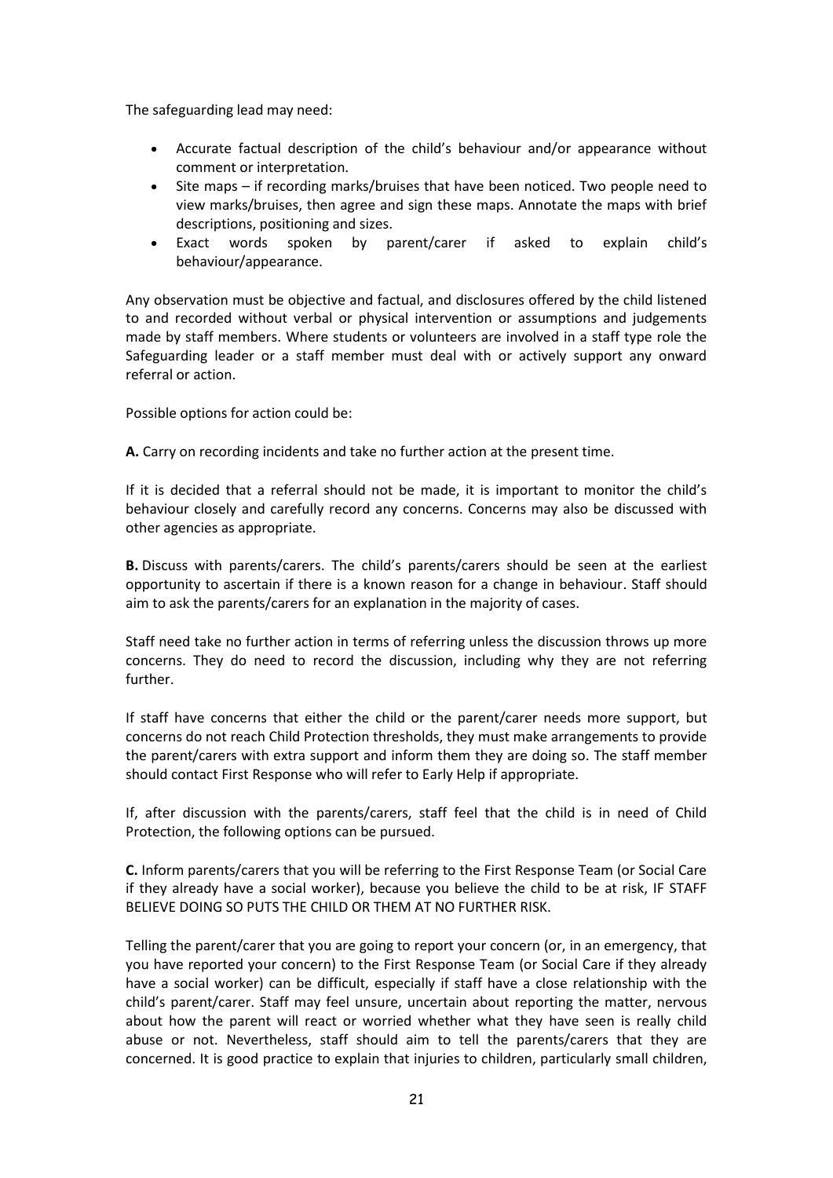The safeguarding lead may need:

- Accurate factual description of the child's behaviour and/or appearance without comment or interpretation.
- Site maps – if recording marks/bruises that have been noticed. Two people need to view marks/bruises, then agree and sign these maps. Annotate the maps with brief descriptions, positioning and sizes.
- Exact words spoken by parent/carer if asked to explain child's behaviour/appearance.

Any observation must be objective and factual, and disclosures offered by the child listened to and recorded without verbal or physical intervention or assumptions and judgements made by staff members. Where students or volunteers are involved in a staff type role the Safeguarding leader or a staff member must deal with or actively support any onward referral or action.

Possible options for action could be:

**A.** Carry on recording incidents and take no further action at the present time.

If it is decided that a referral should not be made, it is important to monitor the child's behaviour closely and carefully record any concerns. Concerns may also be discussed with other agencies as appropriate.

**B.** Discuss with parents/carers. The child's parents/carers should be seen at the earliest opportunity to ascertain if there is a known reason for a change in behaviour. Staff should aim to ask the parents/carers for an explanation in the majority of cases.

Staff need take no further action in terms of referring unless the discussion throws up more concerns. They do need to record the discussion, including why they are not referring further.

If staff have concerns that either the child or the parent/carer needs more support, but concerns do not reach Child Protection thresholds, they must make arrangements to provide the parent/carers with extra support and inform them they are doing so. The staff member should contact First Response who will refer to Early Help if appropriate.

If, after discussion with the parents/carers, staff feel that the child is in need of Child Protection, the following options can be pursued.

**C.** Inform parents/carers that you will be referring to the First Response Team (or Social Care if they already have a social worker), because you believe the child to be at risk, IF STAFF BELIEVE DOING SO PUTS THE CHILD OR THEM AT NO FURTHER RISK.

Telling the parent/carer that you are going to report your concern (or, in an emergency, that you have reported your concern) to the First Response Team (or Social Care if they already have a social worker) can be difficult, especially if staff have a close relationship with the child's parent/carer. Staff may feel unsure, uncertain about reporting the matter, nervous about how the parent will react or worried whether what they have seen is really child abuse or not. Nevertheless, staff should aim to tell the parents/carers that they are concerned. It is good practice to explain that injuries to children, particularly small children,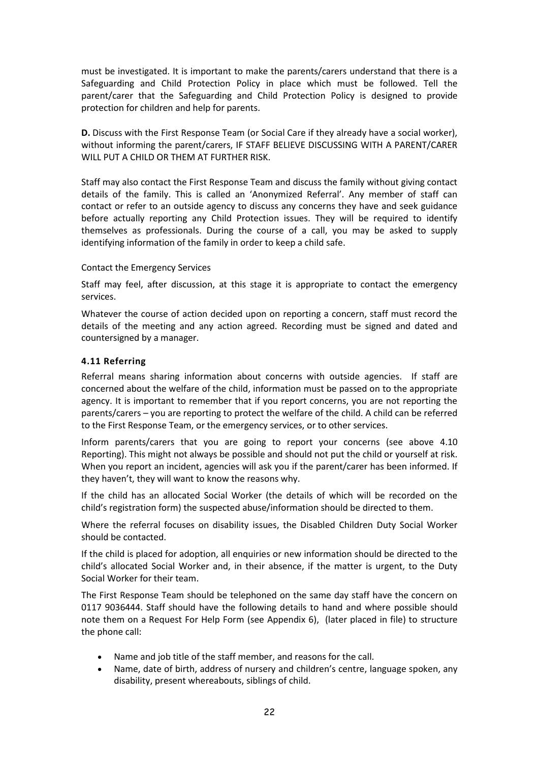must be investigated. It is important to make the parents/carers understand that there is a Safeguarding and Child Protection Policy in place which must be followed. Tell the parent/carer that the Safeguarding and Child Protection Policy is designed to provide protection for children and help for parents.

**D.** Discuss with the First Response Team (or Social Care if they already have a social worker), without informing the parent/carers, IF STAFF BELIEVE DISCUSSING WITH A PARENT/CARER WILL PUT A CHILD OR THEM AT FURTHER RISK.

Staff may also contact the First Response Team and discuss the family without giving contact details of the family. This is called an 'Anonymized Referral'. Any member of staff can contact or refer to an outside agency to discuss any concerns they have and seek guidance before actually reporting any Child Protection issues. They will be required to identify themselves as professionals. During the course of a call, you may be asked to supply identifying information of the family in order to keep a child safe.

Contact the Emergency Services

Staff may feel, after discussion, at this stage it is appropriate to contact the emergency services.

Whatever the course of action decided upon on reporting a concern, staff must record the details of the meeting and any action agreed. Recording must be signed and dated and countersigned by a manager.

### 4.11 Referring

Referral means sharing information about concerns with outside agencies. If staff are concerned about the welfare of the child, information must be passed on to the appropriate agency. It is important to remember that if you report concerns, you are not reporting the parents/carers – you are reporting to protect the welfare of the child. A child can be referred to the First Response Team, or the emergency services, or to other services.

Inform parents/carers that you are going to report your concerns (see above 4.10 Reporting). This might not always be possible and should not put the child or yourself at risk. When you report an incident, agencies will ask you if the parent/carer has been informed. If they haven't, they will want to know the reasons why.

If the child has an allocated Social Worker (the details of which will be recorded on the child's registration form) the suspected abuse/information should be directed to them.

Where the referral focuses on disability issues, the Disabled Children Duty Social Worker should be contacted.

If the child is placed for adoption, all enquiries or new information should be directed to the child's allocated Social Worker and, in their absence, if the matter is urgent, to the Duty Social Worker for their team.

The First Response Team should be telephoned on the same day staff have the concern on 0117 9036444. Staff should have the following details to hand and where possible should note them on a Request For Help Form (see Appendix 6), (later placed in file) to structure the phone call:

- Name and job title of the staff member, and reasons for the call.
- Name, date of birth, address of nursery and children's centre, language spoken, any disability, present whereabouts, siblings of child.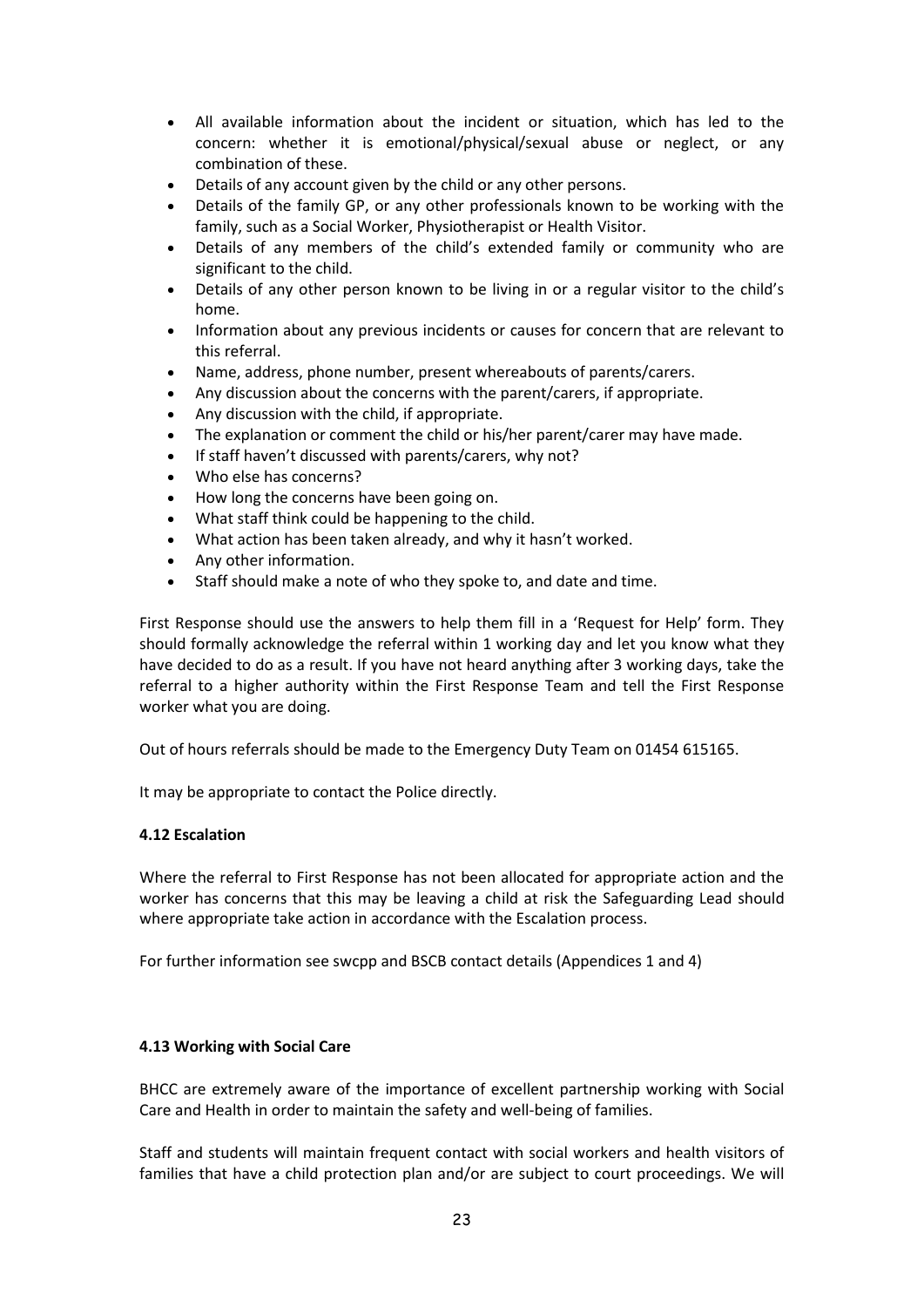- All available information about the incident or situation, which has led to the concern: whether it is emotional/physical/sexual abuse or neglect, or any combination of these.
- Details of any account given by the child or any other persons.
- Details of the family GP, or any other professionals known to be working with the family, such as a Social Worker, Physiotherapist or Health Visitor.
- Details of any members of the child's extended family or community who are significant to the child.
- Details of any other person known to be living in or a regular visitor to the child's home.
- Information about any previous incidents or causes for concern that are relevant to this referral.
- Name, address, phone number, present whereabouts of parents/carers.
- Any discussion about the concerns with the parent/carers, if appropriate.
- Any discussion with the child, if appropriate.
- The explanation or comment the child or his/her parent/carer may have made.
- If staff haven't discussed with parents/carers, why not?
- Who else has concerns?
- How long the concerns have been going on.
- What staff think could be happening to the child.
- What action has been taken already, and why it hasn't worked.
- Any other information.
- Staff should make a note of who they spoke to, and date and time.

First Response should use the answers to help them fill in a 'Request for Help' form. They should formally acknowledge the referral within 1 working day and let you know what they have decided to do as a result. If you have not heard anything after 3 working days, take the referral to a higher authority within the First Response Team and tell the First Response worker what you are doing.

Out of hours referrals should be made to the Emergency Duty Team on 01454 615165.

It may be appropriate to contact the Police directly.

**4.12 Escalation**

Where the referral to First Response has not been allocated for appropriate action and the worker has concerns that this may be leaving a child at risk the Safeguarding Lead should where appropriate take action in accordance with the Escalation process.

For further information see swcpp and BSCB contact details (Appendices 1 and 4)

**4.13 Working with Social Care**

BHCC are extremely aware of the importance of excellent partnership working with Social Care and Health in order to maintain the safety and well-being of families.

Staff and students will maintain frequent contact with social workers and health visitors of families that have a child protection plan and/or are subject to court proceedings. We will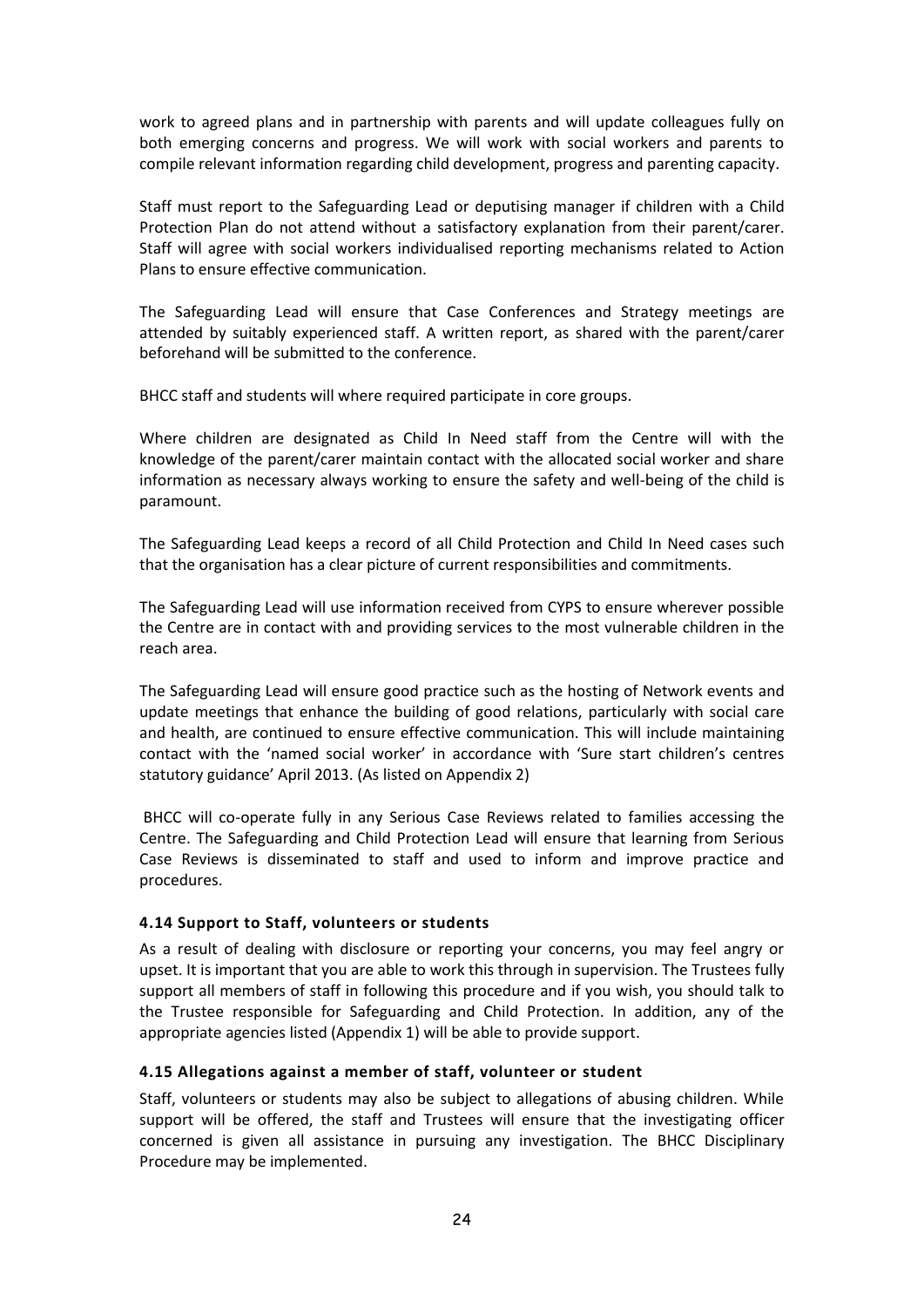work to agreed plans and in partnership with parents and will update colleagues fully on both emerging concerns and progress. We will work with social workers and parents to compile relevant information regarding child development, progress and parenting capacity.

Staff must report to the Safeguarding Lead or deputising manager if children with a Child Protection Plan do not attend without a satisfactory explanation from their parent/carer. Staff will agree with social workers individualised reporting mechanisms related to Action Plans to ensure effective communication.

The Safeguarding Lead will ensure that Case Conferences and Strategy meetings are attended by suitably experienced staff. A written report, as shared with the parent/carer beforehand will be submitted to the conference.

BHCC staff and students will where required participate in core groups.

Where children are designated as Child In Need staff from the Centre will with the knowledge of the parent/carer maintain contact with the allocated social worker and share information as necessary always working to ensure the safety and well-being of the child is paramount.

The Safeguarding Lead keeps a record of all Child Protection and Child In Need cases such that the organisation has a clear picture of current responsibilities and commitments.

The Safeguarding Lead will use information received from CYPS to ensure wherever possible the Centre are in contact with and providing services to the most vulnerable children in the reach area.

The Safeguarding Lead will ensure good practice such as the hosting of Network events and update meetings that enhance the building of good relations, particularly with social care and health, are continued to ensure effective communication. This will include maintaining contact with the 'named social worker' in accordance with 'Sure start children's centres statutory guidance' April 2013. (As listed on Appendix 2)

BHCC will co-operate fully in any Serious Case Reviews related to families accessing the Centre. The Safeguarding and Child Protection Lead will ensure that learning from Serious Case Reviews is disseminated to staff and used to inform and improve practice and procedures.

#### 4.14 Support to Staff, volunteers or students

As a result of dealing with disclosure or reporting your concerns, you may feel angry or upset. It is important that you are able to work this through in supervision. The Trustees fully support all members of staff in following this procedure and if you wish, you should talk to the Trustee responsible for Safeguarding and Child Protection. In addition, any of the appropriate agencies listed (Appendix 1) will be able to provide support.

#### 4.15 Allegations against a member of staff, volunteer or student

Staff, volunteers or students may also be subject to allegations of abusing children. While support will be offered, the staff and Trustees will ensure that the investigating officer concerned is given all assistance in pursuing any investigation. The BHCC Disciplinary Procedure may be implemented.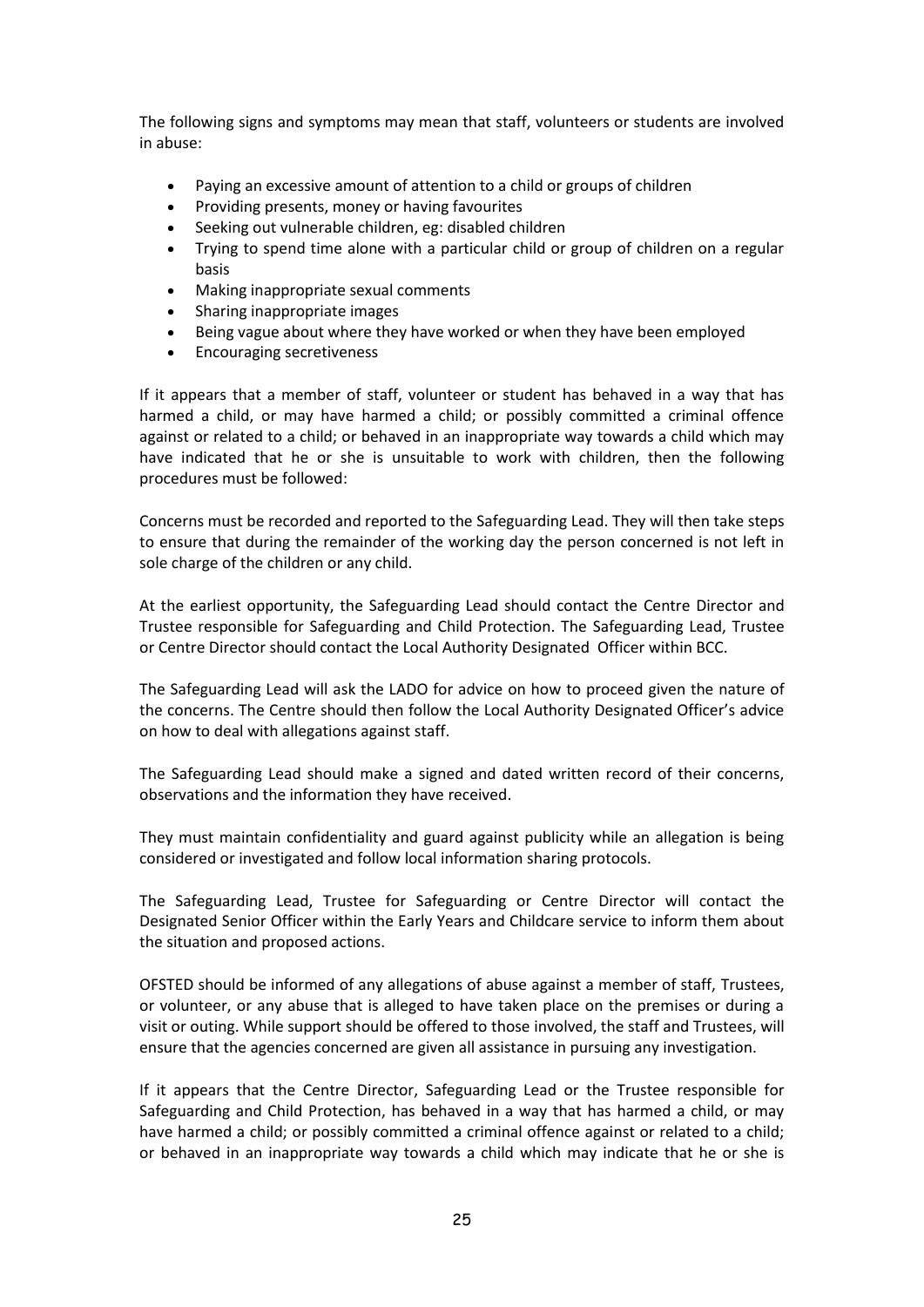The following signs and symptoms may mean that staff, volunteers or students are involved in abuse:

- Paying an excessive amount of attention to a child or groups of children
- Providing presents, money or having favourites
- Seeking out vulnerable children, eg: disabled children
- Trying to spend time alone with a particular child or group of children on a regular basis
- Making inappropriate sexual comments
- Sharing inappropriate images
- Being vague about where they have worked or when they have been employed
- Encouraging secretiveness

If it appears that a member of staff, volunteer or student has behaved in a way that has harmed a child, or may have harmed a child; or possibly committed a criminal offence against or related to a child; or behaved in an inappropriate way towards a child which may have indicated that he or she is unsuitable to work with children, then the following procedures must be followed:

Concerns must be recorded and reported to the Safeguarding Lead. They will then take steps to ensure that during the remainder of the working day the person concerned is not left in sole charge of the children or any child.

At the earliest opportunity, the Safeguarding Lead should contact the Centre Director and Trustee responsible for Safeguarding and Child Protection. The Safeguarding Lead, Trustee or Centre Director should contact the Local Authority Designated Officer within BCC.

The Safeguarding Lead will ask the LADO for advice on how to proceed given the nature of the concerns. The Centre should then follow the Local Authority Designated Officer's advice on how to deal with allegations against staff.

The Safeguarding Lead should make a signed and dated written record of their concerns, observations and the information they have received.

They must maintain confidentiality and guard against publicity while an allegation is being considered or investigated and follow local information sharing protocols.

The Safeguarding Lead, Trustee for Safeguarding or Centre Director will contact the Designated Senior Officer within the Early Years and Childcare service to inform them about the situation and proposed actions.

OFSTED should be informed of any allegations of abuse against a member of staff, Trustees, or volunteer, or any abuse that is alleged to have taken place on the premises or during a visit or outing. While support should be offered to those involved, the staff and Trustees, will ensure that the agencies concerned are given all assistance in pursuing any investigation.

If it appears that the Centre Director, Safeguarding Lead or the Trustee responsible for Safeguarding and Child Protection, has behaved in a way that has harmed a child, or may have harmed a child; or possibly committed a criminal offence against or related to a child; or behaved in an inappropriate way towards a child which may indicate that he or she is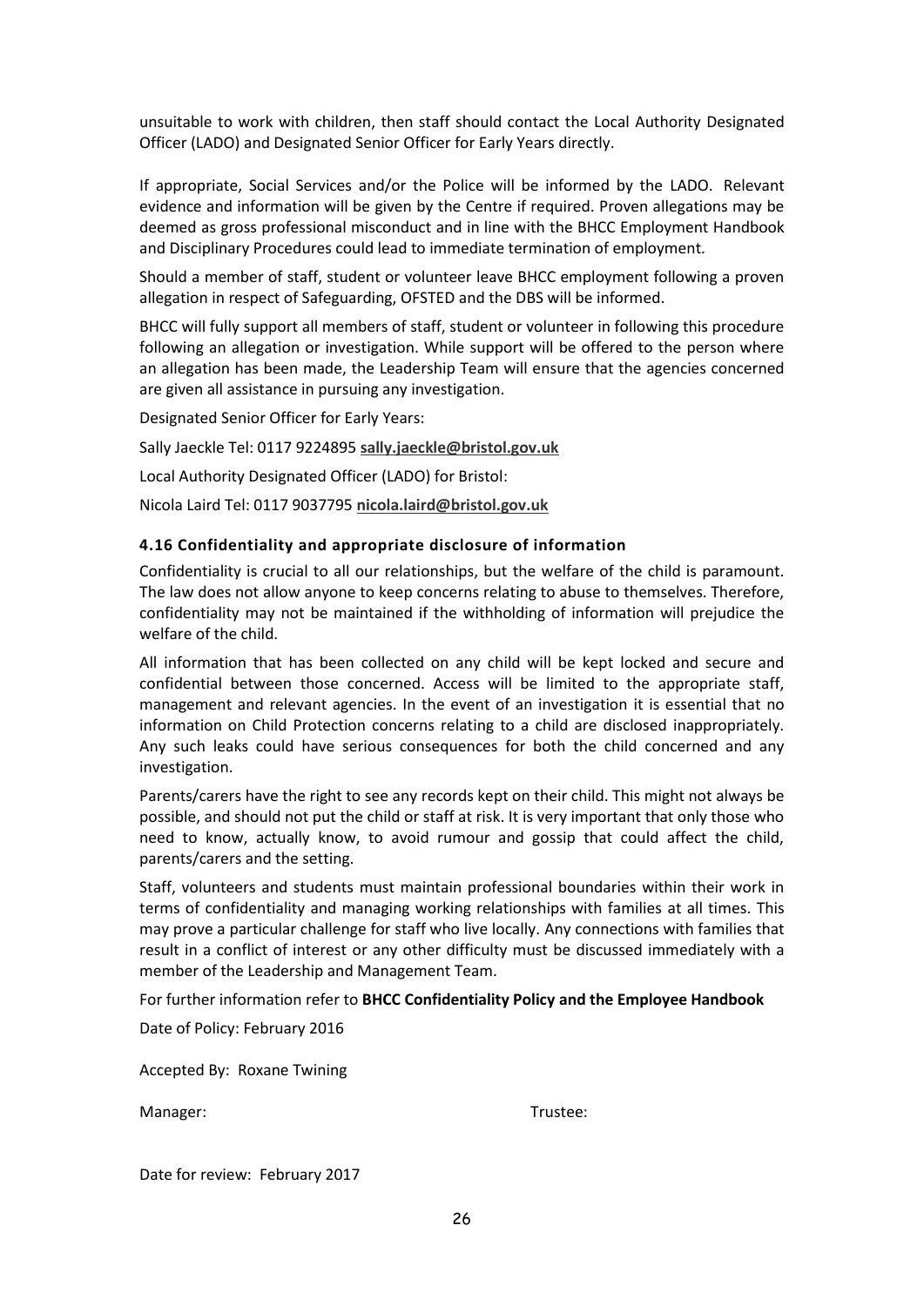unsuitable to work with children, then staff should contact the Local Authority Designated Officer (LADO) and Designated Senior Officer for Early Years directly.

If appropriate, Social Services and/or the Police will be informed by the LADO. Relevant evidence and information will be given by the Centre if required. Proven allegations may be deemed as gross professional misconduct and in line with the BHCC Employment Handbook and Disciplinary Procedures could lead to immediate termination of employment.

Should a member of staff, student or volunteer leave BHCC employment following a proven allegation in respect of Safeguarding, OFSTED and the DBS will be informed.

BHCC will fully support all members of staff, student or volunteer in following this procedure following an allegation or investigation. While support will be offered to the person where an allegation has been made, the Leadership Team will ensure that the agencies concerned are given all assistance in pursuing any investigation.

Designated Senior Officer for Early Years:

Sally Jaeckle Tel: 0117 9224895 **sally.jaeckle@bristol.gov.uk**

Local Authority Designated Officer (LADO) for Bristol:

Nicola Laird Tel: 0117 9037795 **nicola.laird@bristol.gov.uk**

#### 4.16 Confidentiality and appropriate disclosure of information

Confidentiality is crucial to all our relationships, but the welfare of the child is paramount. The law does not allow anyone to keep concerns relating to abuse to themselves. Therefore, confidentiality may not be maintained if the withholding of information will prejudice the welfare of the child.

All information that has been collected on any child will be kept locked and secure and confidential between those concerned. Access will be limited to the appropriate staff, management and relevant agencies. In the event of an investigation it is essential that no information on Child Protection concerns relating to a child are disclosed inappropriately. Any such leaks could have serious consequences for both the child concerned and any investigation.

Parents/carers have the right to see any records kept on their child. This might not always be possible, and should not put the child or staff at risk. It is very important that only those who need to know, actually know, to avoid rumour and gossip that could affect the child, parents/carers and the setting.

Staff, volunteers and students must maintain professional boundaries within their work in terms of confidentiality and managing working relationships with families at all times. This may prove a particular challenge for staff who live locally. Any connections with families that result in a conflict of interest or any other difficulty must be discussed immediately with a member of the Leadership and Management Team.

For further information refer to **BHCC Confidentiality Policy and the Employee Handbook**

Date of Policy: February 2016

Accepted By: Roxane Twining

Manager: Trustee:

Date for review: February 2017